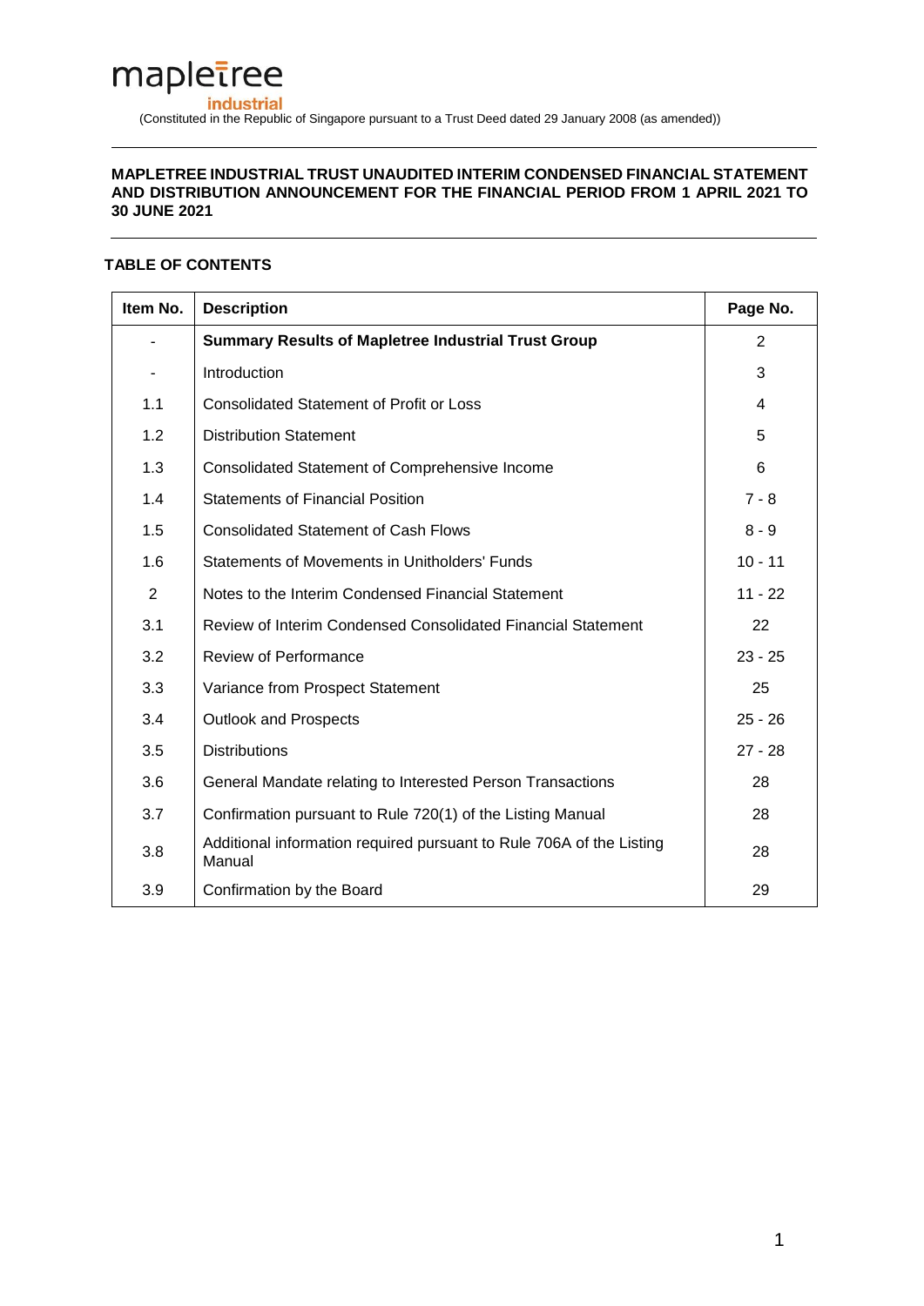mapletree industrial

(Constituted in the Republic of Singapore pursuant to a Trust Deed dated 29 January 2008 (as amended))

**MAPLETREE INDUSTRIAL TRUST UNAUDITED INTERIM CONDENSED FINANCIAL STATEMENT AND DISTRIBUTION ANNOUNCEMENT FOR THE FINANCIAL PERIOD FROM 1 APRIL 2021 TO 30 JUNE 2021**

**TABLE OF CONTENTS**

| Item No. | Description | Page No. |
|---|---|---|
| - | **Summary Results of Mapletree Industrial Trust Group** | 2 |
| - | Introduction | 3 |
| 1.1 | Consolidated Statement of Profit or Loss | 4 |
| 1.2 | Distribution Statement | 5 |
| 1.3 | Consolidated Statement of Comprehensive Income | 6 |
| 1.4 | Statements of Financial Position | 7 - 8 |
| 1.5 | Consolidated Statement of Cash Flows | 8 - 9 |
| 1.6 | Statements of Movements in Unitholders' Funds | 10 - 11 |
| 2 | Notes to the Interim Condensed Financial Statement | 11 - 22 |
| 3.1 | Review of Interim Condensed Consolidated Financial Statement | 22 |
| 3.2 | Review of Performance | 23 - 25 |
| 3.3 | Variance from Prospect Statement | 25 |
| 3.4 | Outlook and Prospects | 25 - 26 |
| 3.5 | Distributions | 27 - 28 |
| 3.6 | General Mandate relating to Interested Person Transactions | 28 |
| 3.7 | Confirmation pursuant to Rule 720(1) of the Listing Manual | 28 |
| 3.8 | Additional information required pursuant to Rule 706A of the Listing Manual | 28 |
| 3.9 | Confirmation by the Board | 29 |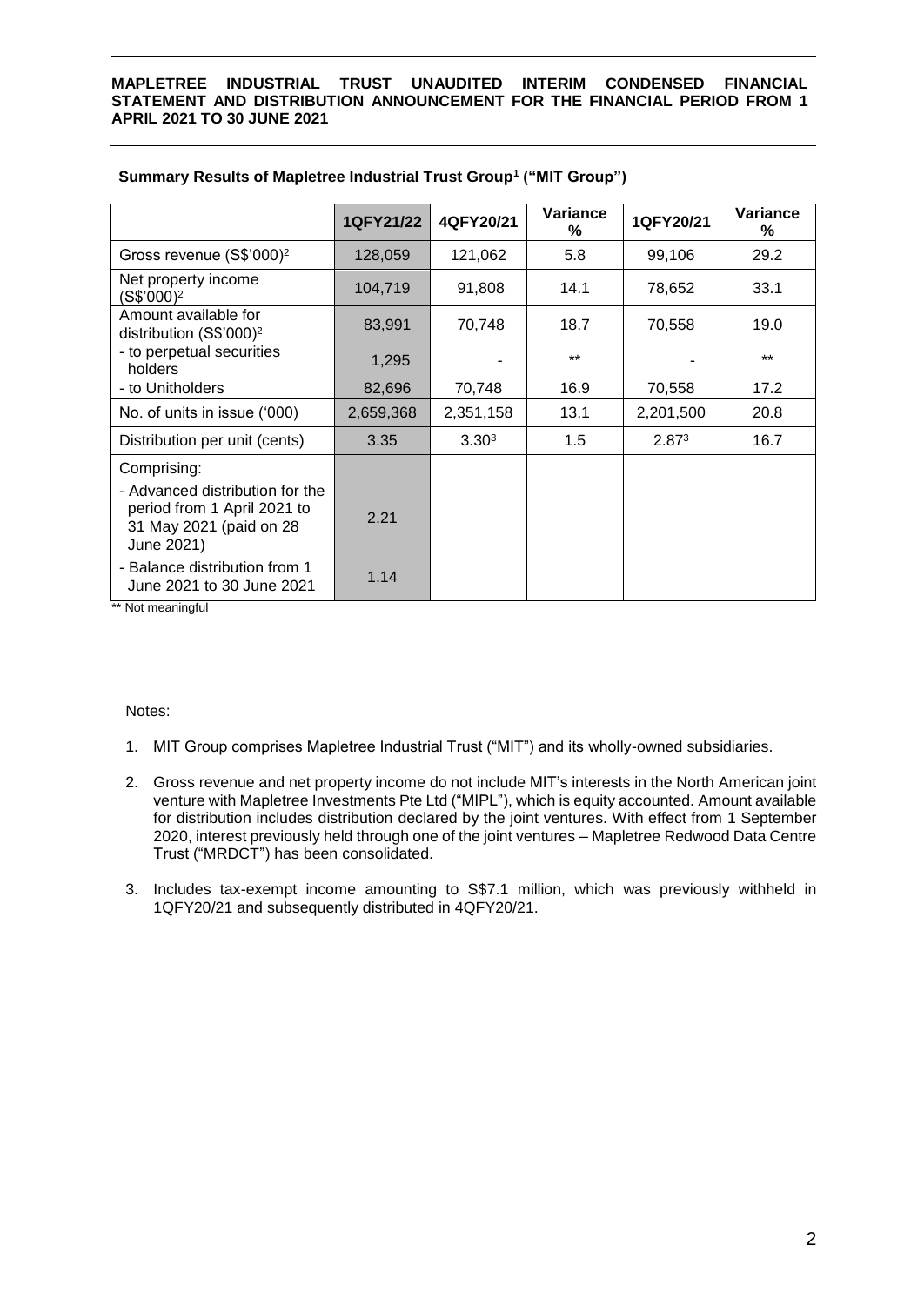**Summary Results of Mapletree Industrial Trust Group[1] ("MIT Group")**

| | 1QFY21/22 | 4QFY20/21 | Variance % | 1QFY20/21 | Variance % |
|---|---|---|---|---|---|
| Gross revenue (S$'000)[2] | 128,059 | 121,062 | 5.8 | 99,106 | 29.2 |
| Net property income (S$'000)[2] | 104,719 | 91,808 | 14.1 | 78,652 | 33.1 |
| Amount available for distribution (S$'000)[2] | 83,991 | 70,748 | 18.7 | 70,558 | 19.0 |
| - to perpetual securities holders | 1,295 | - | ** | - | ** |
| - to Unitholders | 82,696 | 70,748 | 16.9 | 70,558 | 17.2 |
| No. of units in issue ('000) | 2,659,368 | 2,351,158 | 13.1 | 2,201,500 | 20.8 |
| Distribution per unit (cents) | 3.35 | 3.30[3] | 1.5 | 2.87[3] | 16.7 |
| Comprising: | | | | | |
| - Advanced distribution for the period from 1 April 2021 to 31 May 2021 (paid on 28 June 2021) | 2.21 | | | | |
| - Balance distribution from 1 June 2021 to 30 June 2021 | 1.14 | | | | |

** Not meaningful

Notes:

1. MIT Group comprises Mapletree Industrial Trust ("MIT") and its wholly-owned subsidiaries.
2. Gross revenue and net property income do not include MIT's interests in the North American joint venture with Mapletree Investments Pte Ltd ("MIPL"), which is equity accounted. Amount available for distribution includes distribution declared by the joint ventures. With effect from 1 September 2020, interest previously held through one of the joint ventures – Mapletree Redwood Data Centre Trust ("MRDCT") has been consolidated.
3. Includes tax-exempt income amounting to S$7.1 million, which was previously withheld in 1QFY20/21 and subsequently distributed in 4QFY20/21.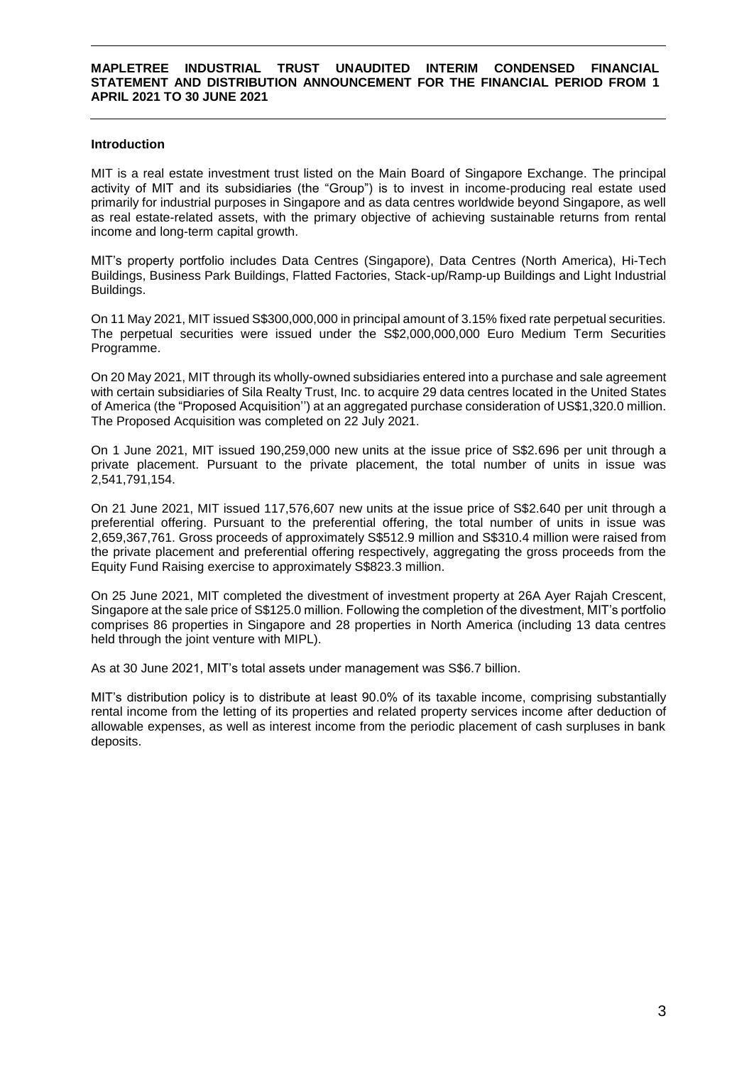#### Introduction

MIT is a real estate investment trust listed on the Main Board of Singapore Exchange. The principal activity of MIT and its subsidiaries (the "Group") is to invest in income-producing real estate used primarily for industrial purposes in Singapore and as data centres worldwide beyond Singapore, as well as real estate-related assets, with the primary objective of achieving sustainable returns from rental income and long-term capital growth.

MIT's property portfolio includes Data Centres (Singapore), Data Centres (North America), Hi-Tech Buildings, Business Park Buildings, Flatted Factories, Stack-up/Ramp-up Buildings and Light Industrial Buildings.

On 11 May 2021, MIT issued S$300,000,000 in principal amount of 3.15% fixed rate perpetual securities. The perpetual securities were issued under the S$2,000,000,000 Euro Medium Term Securities Programme.

On 20 May 2021, MIT through its wholly-owned subsidiaries entered into a purchase and sale agreement with certain subsidiaries of Sila Realty Trust, Inc. to acquire 29 data centres located in the United States of America (the "Proposed Acquisition'') at an aggregated purchase consideration of US$1,320.0 million. The Proposed Acquisition was completed on 22 July 2021.

On 1 June 2021, MIT issued 190,259,000 new units at the issue price of S$2.696 per unit through a private placement. Pursuant to the private placement, the total number of units in issue was 2,541,791,154.

On 21 June 2021, MIT issued 117,576,607 new units at the issue price of S$2.640 per unit through a preferential offering. Pursuant to the preferential offering, the total number of units in issue was 2,659,367,761. Gross proceeds of approximately S$512.9 million and S$310.4 million were raised from the private placement and preferential offering respectively, aggregating the gross proceeds from the Equity Fund Raising exercise to approximately S$823.3 million.

On 25 June 2021, MIT completed the divestment of investment property at 26A Ayer Rajah Crescent, Singapore at the sale price of S$125.0 million. Following the completion of the divestment, MIT's portfolio comprises 86 properties in Singapore and 28 properties in North America (including 13 data centres held through the joint venture with MIPL).

As at 30 June 2021, MIT's total assets under management was S$6.7 billion.

MIT's distribution policy is to distribute at least 90.0% of its taxable income, comprising substantially rental income from the letting of its properties and related property services income after deduction of allowable expenses, as well as interest income from the periodic placement of cash surpluses in bank deposits.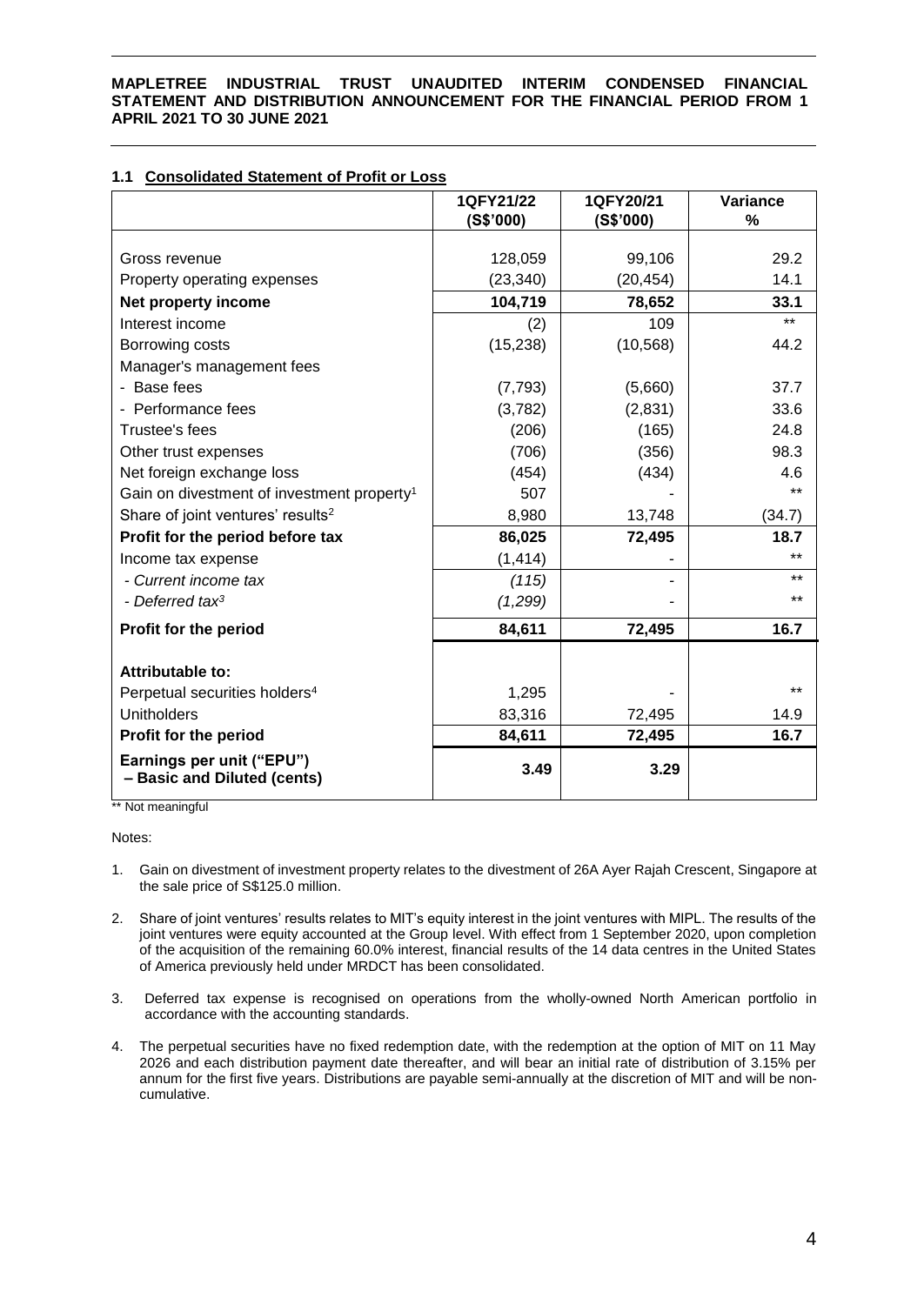### 1.1 Consolidated Statement of Profit or Loss

| | 1QFY21/22 (S$'000) | 1QFY20/21 (S$'000) | Variance % |
|---|---|---|---|
| Gross revenue | 128,059 | 99,106 | 29.2 |
| Property operating expenses | (23,340) | (20,454) | 14.1 |
| **Net property income** | **104,719** | **78,652** | **33.1** |
| Interest income | (2) | 109 | ** |
| Borrowing costs | (15,238) | (10,568) | 44.2 |
| Manager's management fees | | | |
| - Base fees | (7,793) | (5,660) | 37.7 |
| - Performance fees | (3,782) | (2,831) | 33.6 |
| Trustee's fees | (206) | (165) | 24.8 |
| Other trust expenses | (706) | (356) | 98.3 |
| Net foreign exchange loss | (454) | (434) | 4.6 |
| Gain on divestment of investment property[1] | 507 | - | ** |
| Share of joint ventures' results[2] | 8,980 | 13,748 | (34.7) |
| **Profit for the period before tax** | **86,025** | **72,495** | **18.7** |
| Income tax expense | (1,414) | - | ** |
| *- Current income tax* | *(115)* | - | ** |
| *- Deferred tax[3]* | *(1,299)* | - | ** |
| **Profit for the period** | **84,611** | **72,495** | **16.7** |
| **Attributable to:** | | | |
| Perpetual securities holders[4] | 1,295 | - | ** |
| Unitholders | 83,316 | 72,495 | 14.9 |
| **Profit for the period** | **84,611** | **72,495** | **16.7** |
| **Earnings per unit ("EPU") – Basic and Diluted (cents)** | **3.49** | **3.29** | |

** Not meaningful

Notes:

1. Gain on divestment of investment property relates to the divestment of 26A Ayer Rajah Crescent, Singapore at the sale price of S$125.0 million.
2. Share of joint ventures' results relates to MIT's equity interest in the joint ventures with MIPL. The results of the joint ventures were equity accounted at the Group level. With effect from 1 September 2020, upon completion of the acquisition of the remaining 60.0% interest, financial results of the 14 data centres in the United States of America previously held under MRDCT has been consolidated.
3. Deferred tax expense is recognised on operations from the wholly-owned North American portfolio in accordance with the accounting standards.
4. The perpetual securities have no fixed redemption date, with the redemption at the option of MIT on 11 May 2026 and each distribution payment date thereafter, and will bear an initial rate of distribution of 3.15% per annum for the first five years. Distributions are payable semi-annually at the discretion of MIT and will be non-cumulative.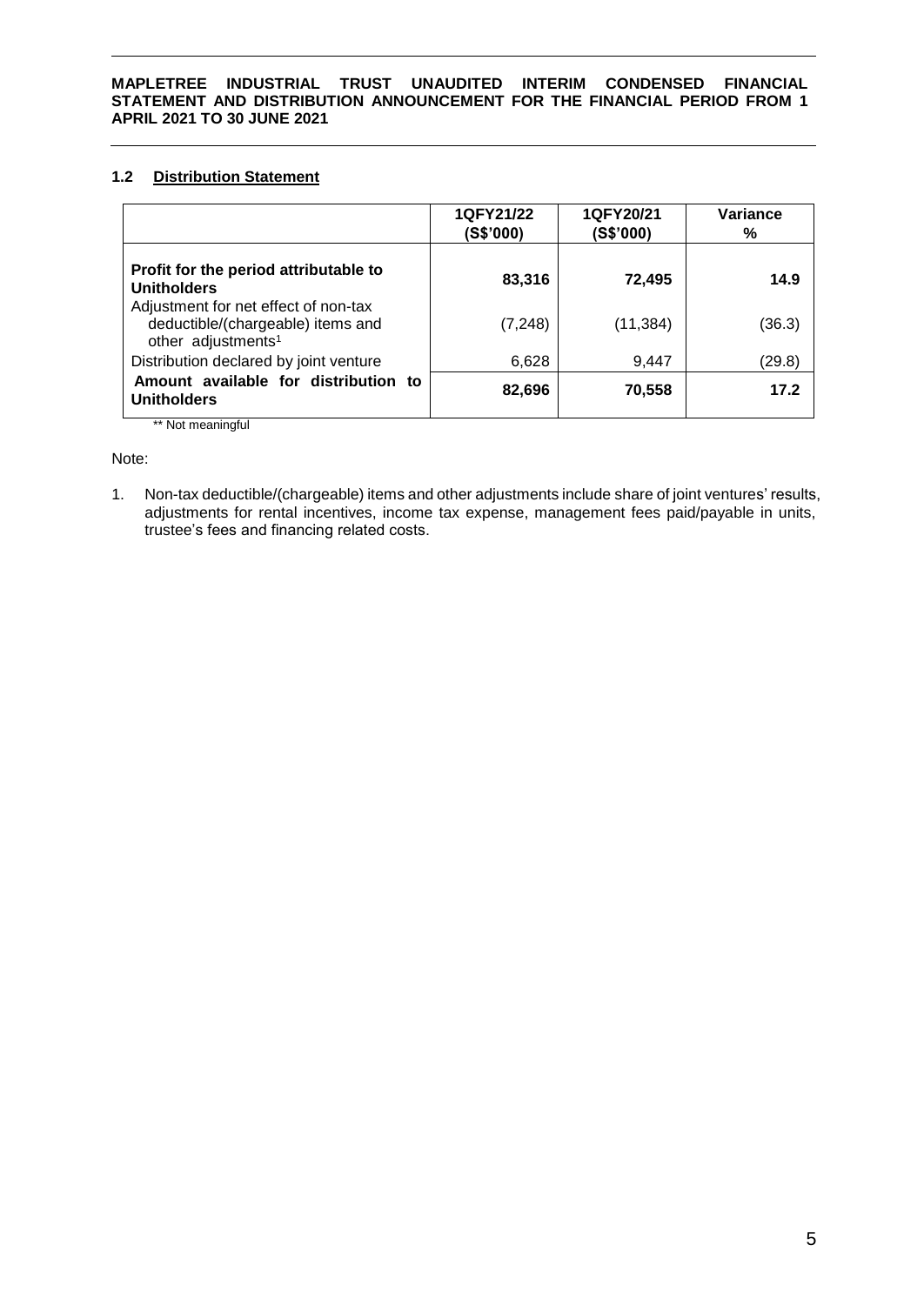### 1.2 Distribution Statement

| | 1QFY21/22 (S$'000) | 1QFY20/21 (S$'000) | Variance % |
|---|---|---|---|
| **Profit for the period attributable to Unitholders** | **83,316** | **72,495** | **14.9** |
| Adjustment for net effect of non-tax deductible/(chargeable) items and other adjustments[1] | (7,248) | (11,384) | (36.3) |
| Distribution declared by joint venture | 6,628 | 9,447 | (29.8) |
| **Amount available for distribution to Unitholders** | **82,696** | **70,558** | **17.2** |

** Not meaningful

Note:

1. Non-tax deductible/(chargeable) items and other adjustments include share of joint ventures' results, adjustments for rental incentives, income tax expense, management fees paid/payable in units, trustee's fees and financing related costs.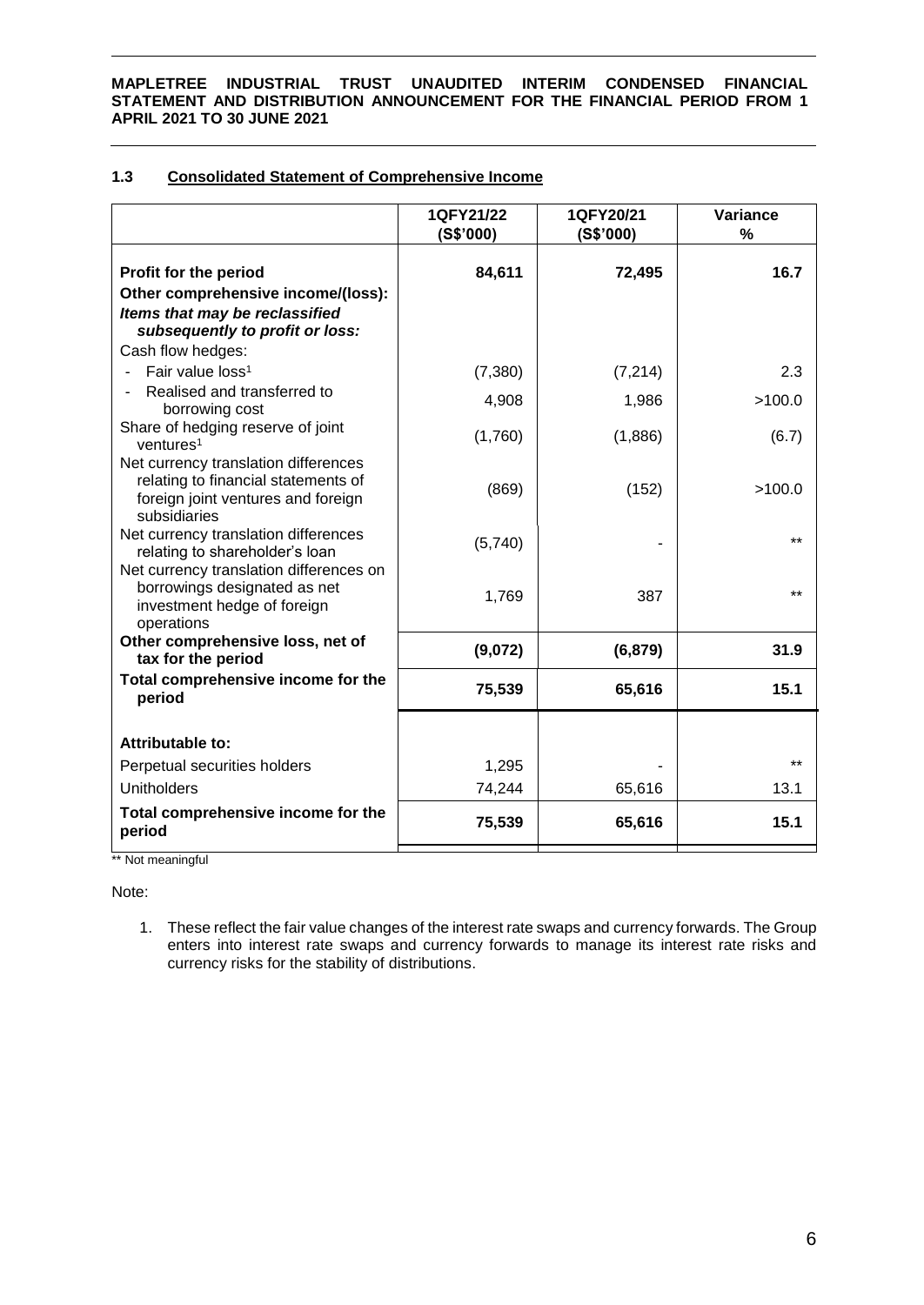### 1.3 Consolidated Statement of Comprehensive Income

| | 1QFY21/22 (S$'000) | 1QFY20/21 (S$'000) | Variance % |
|---|---|---|---|
| **Profit for the period** | **84,611** | **72,495** | **16.7** |
| **Other comprehensive income/(loss):** | | | |
| ***Items that may be reclassified subsequently to profit or loss:*** | | | |
| Cash flow hedges: | | | |
| - Fair value loss[1] | (7,380) | (7,214) | 2.3 |
| - Realised and transferred to borrowing cost | 4,908 | 1,986 | >100.0 |
| Share of hedging reserve of joint ventures[1] | (1,760) | (1,886) | (6.7) |
| Net currency translation differences relating to financial statements of foreign joint ventures and foreign subsidiaries | (869) | (152) | >100.0 |
| Net currency translation differences relating to shareholder's loan | (5,740) | - | ** |
| Net currency translation differences on borrowings designated as net investment hedge of foreign operations | 1,769 | 387 | ** |
| **Other comprehensive loss, net of tax for the period** | **(9,072)** | **(6,879)** | **31.9** |
| **Total comprehensive income for the period** | **75,539** | **65,616** | **15.1** |
| | | | |
| **Attributable to:** | | | |
| Perpetual securities holders | 1,295 | - | ** |
| Unitholders | 74,244 | 65,616 | 13.1 |
| **Total comprehensive income for the period** | **75,539** | **65,616** | **15.1** |

** Not meaningful

Note:

1. These reflect the fair value changes of the interest rate swaps and currency forwards. The Group enters into interest rate swaps and currency forwards to manage its interest rate risks and currency risks for the stability of distributions.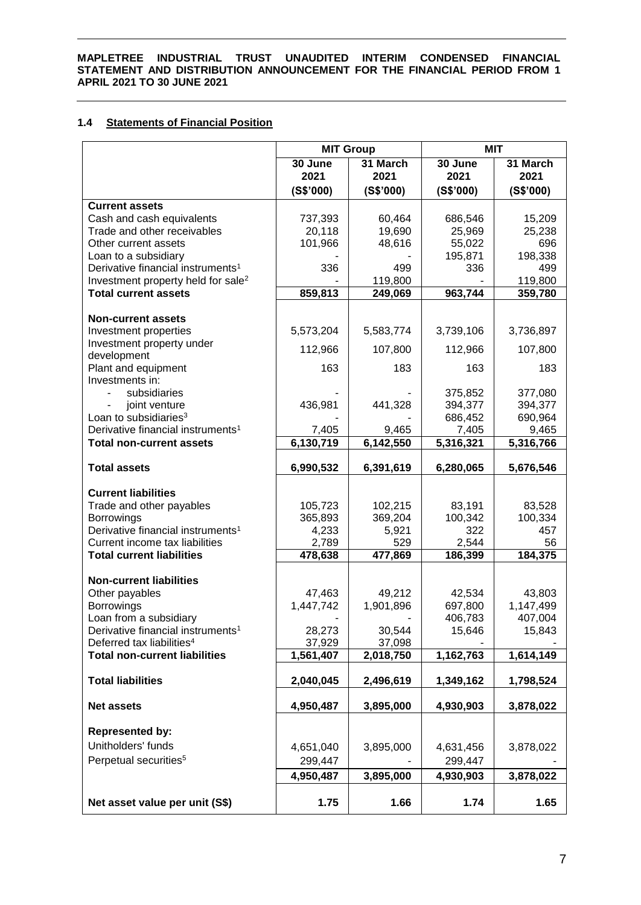### 1.4 Statements of Financial Position

| | MIT Group | | MIT | |
|---|---|---|---|---|
| | 30 June 2021 (S$'000) | 31 March 2021 (S$'000) | 30 June 2021 (S$'000) | 31 March 2021 (S$'000) |
| **Current assets** | | | | |
| Cash and cash equivalents | 737,393 | 60,464 | 686,546 | 15,209 |
| Trade and other receivables | 20,118 | 19,690 | 25,969 | 25,238 |
| Other current assets | 101,966 | 48,616 | 55,022 | 696 |
| Loan to a subsidiary | - | - | 195,871 | 198,338 |
| Derivative financial instruments[1] | 336 | 499 | 336 | 499 |
| Investment property held for sale[2] | - | 119,800 | - | 119,800 |
| **Total current assets** | **859,813** | **249,069** | **963,744** | **359,780** |
| | | | | |
| **Non-current assets** | | | | |
| Investment properties | 5,573,204 | 5,583,774 | 3,739,106 | 3,736,897 |
| Investment property under development | 112,966 | 107,800 | 112,966 | 107,800 |
| Plant and equipment | 163 | 183 | 163 | 183 |
| Investments in: | | | | |
| - subsidiaries | - | - | 375,852 | 377,080 |
| - joint venture | 436,981 | 441,328 | 394,377 | 394,377 |
| Loan to subsidiaries[3] | - | - | 686,452 | 690,964 |
| Derivative financial instruments[1] | 7,405 | 9,465 | 7,405 | 9,465 |
| **Total non-current assets** | **6,130,719** | **6,142,550** | **5,316,321** | **5,316,766** |
| | | | | |
| **Total assets** | **6,990,532** | **6,391,619** | **6,280,065** | **5,676,546** |
| | | | | |
| **Current liabilities** | | | | |
| Trade and other payables | 105,723 | 102,215 | 83,191 | 83,528 |
| Borrowings | 365,893 | 369,204 | 100,342 | 100,334 |
| Derivative financial instruments[1] | 4,233 | 5,921 | 322 | 457 |
| Current income tax liabilities | 2,789 | 529 | 2,544 | 56 |
| **Total current liabilities** | **478,638** | **477,869** | **186,399** | **184,375** |
| | | | | |
| **Non-current liabilities** | | | | |
| Other payables | 47,463 | 49,212 | 42,534 | 43,803 |
| Borrowings | 1,447,742 | 1,901,896 | 697,800 | 1,147,499 |
| Loan from a subsidiary | - | - | 406,783 | 407,004 |
| Derivative financial instruments[1] | 28,273 | 30,544 | 15,646 | 15,843 |
| Deferred tax liabilities[4] | 37,929 | 37,098 | - | - |
| **Total non-current liabilities** | **1,561,407** | **2,018,750** | **1,162,763** | **1,614,149** |
| | | | | |
| **Total liabilities** | **2,040,045** | **2,496,619** | **1,349,162** | **1,798,524** |
| | | | | |
| **Net assets** | **4,950,487** | **3,895,000** | **4,930,903** | **3,878,022** |
| | | | | |
| **Represented by:** | | | | |
| Unitholders' funds | 4,651,040 | 3,895,000 | 4,631,456 | 3,878,022 |
| Perpetual securities[5] | 299,447 | - | 299,447 | - |
| | **4,950,487** | **3,895,000** | **4,930,903** | **3,878,022** |
| | | | | |
| **Net asset value per unit (S$)** | **1.75** | **1.66** | **1.74** | **1.65** |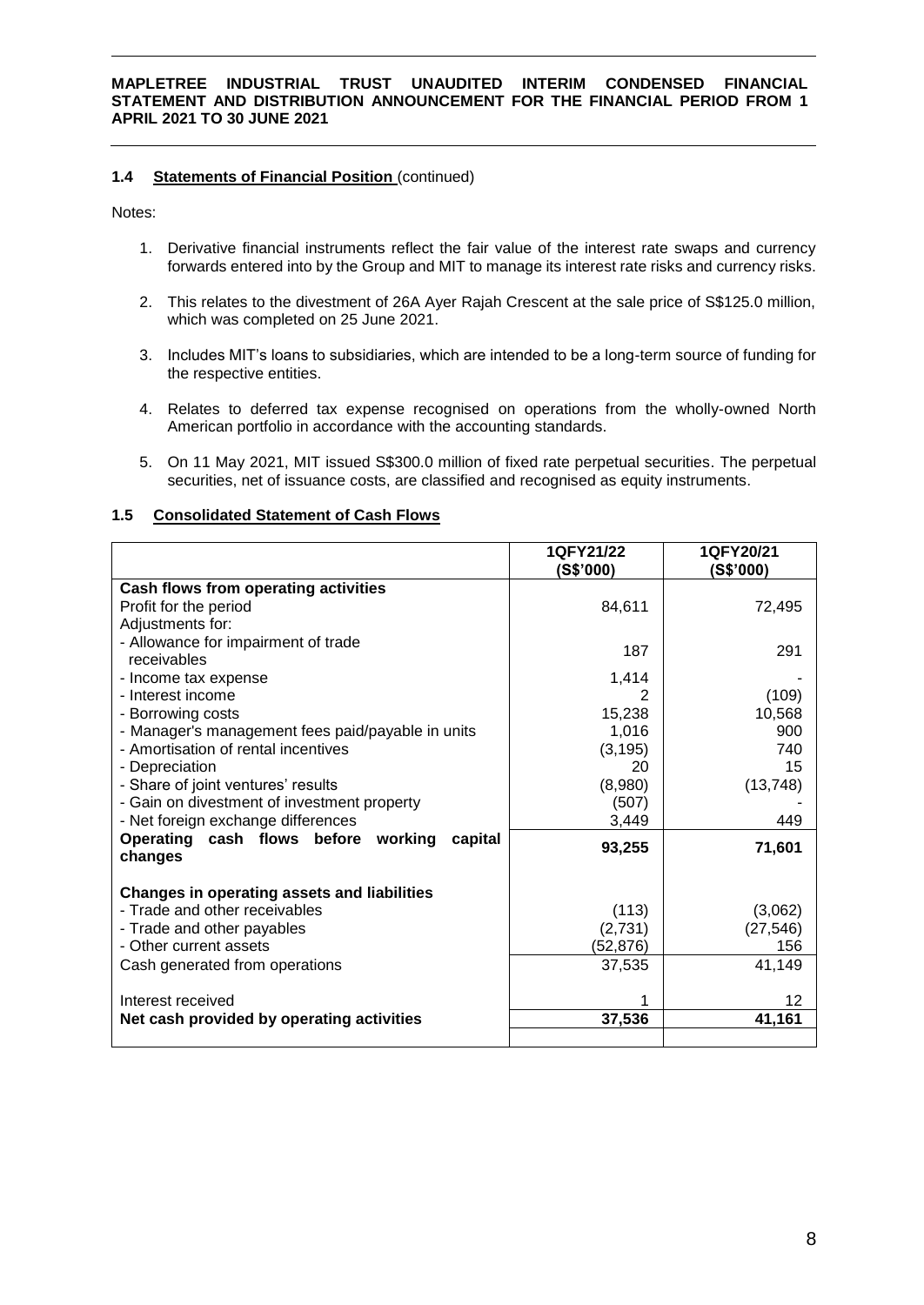### 1.4 Statements of Financial Position (continued)

Notes:

1. Derivative financial instruments reflect the fair value of the interest rate swaps and currency forwards entered into by the Group and MIT to manage its interest rate risks and currency risks.

2. This relates to the divestment of 26A Ayer Rajah Crescent at the sale price of S$125.0 million, which was completed on 25 June 2021.

3. Includes MIT's loans to subsidiaries, which are intended to be a long-term source of funding for the respective entities.

4. Relates to deferred tax expense recognised on operations from the wholly-owned North American portfolio in accordance with the accounting standards.

5. On 11 May 2021, MIT issued S$300.0 million of fixed rate perpetual securities. The perpetual securities, net of issuance costs, are classified and recognised as equity instruments.

### 1.5 Consolidated Statement of Cash Flows

| | 1QFY21/22 (S$'000) | 1QFY20/21 (S$'000) |
|---|---|---|
| **Cash flows from operating activities** | | |
| Profit for the period | 84,611 | 72,495 |
| Adjustments for: | | |
| - Allowance for impairment of trade receivables | 187 | 291 |
| - Income tax expense | 1,414 | - |
| - Interest income | 2 | (109) |
| - Borrowing costs | 15,238 | 10,568 |
| - Manager's management fees paid/payable in units | 1,016 | 900 |
| - Amortisation of rental incentives | (3,195) | 740 |
| - Depreciation | 20 | 15 |
| - Share of joint ventures' results | (8,980) | (13,748) |
| - Gain on divestment of investment property | (507) | - |
| - Net foreign exchange differences | 3,449 | 449 |
| **Operating cash flows before working capital changes** | **93,255** | **71,601** |
| | | |
| **Changes in operating assets and liabilities** | | |
| - Trade and other receivables | (113) | (3,062) |
| - Trade and other payables | (2,731) | (27,546) |
| - Other current assets | (52,876) | 156 |
| Cash generated from operations | 37,535 | 41,149 |
| | | |
| Interest received | 1 | 12 |
| **Net cash provided by operating activities** | **37,536** | **41,161** |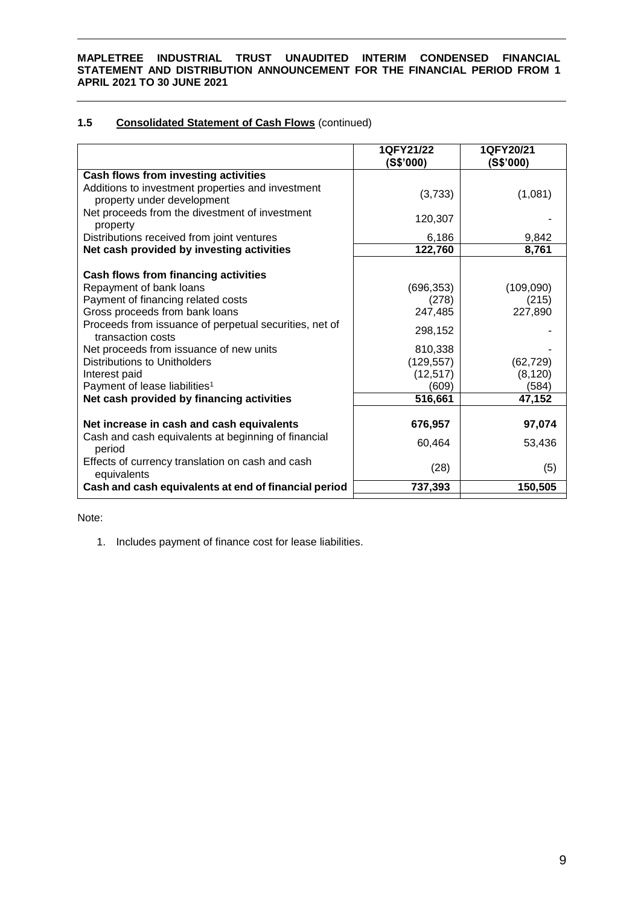### 1.5 **Consolidated Statement of Cash Flows** (continued)

| | 1QFY21/22 (S$'000) | 1QFY20/21 (S$'000) |
|---|---|---|
| **Cash flows from investing activities** | | |
| Additions to investment properties and investment property under development | (3,733) | (1,081) |
| Net proceeds from the divestment of investment property | 120,307 | - |
| Distributions received from joint ventures | 6,186 | 9,842 |
| **Net cash provided by investing activities** | **122,760** | **8,761** |
| | | |
| **Cash flows from financing activities** | | |
| Repayment of bank loans | (696,353) | (109,090) |
| Payment of financing related costs | (278) | (215) |
| Gross proceeds from bank loans | 247,485 | 227,890 |
| Proceeds from issuance of perpetual securities, net of transaction costs | 298,152 | - |
| Net proceeds from issuance of new units | 810,338 | - |
| Distributions to Unitholders | (129,557) | (62,729) |
| Interest paid | (12,517) | (8,120) |
| Payment of lease liabilities[1] | (609) | (584) |
| **Net cash provided by financing activities** | **516,661** | **47,152** |
| | | |
| **Net increase in cash and cash equivalents** | **676,957** | **97,074** |
| Cash and cash equivalents at beginning of financial period | 60,464 | 53,436 |
| Effects of currency translation on cash and cash equivalents | (28) | (5) |
| **Cash and cash equivalents at end of financial period** | **737,393** | **150,505** |

Note:

1. Includes payment of finance cost for lease liabilities.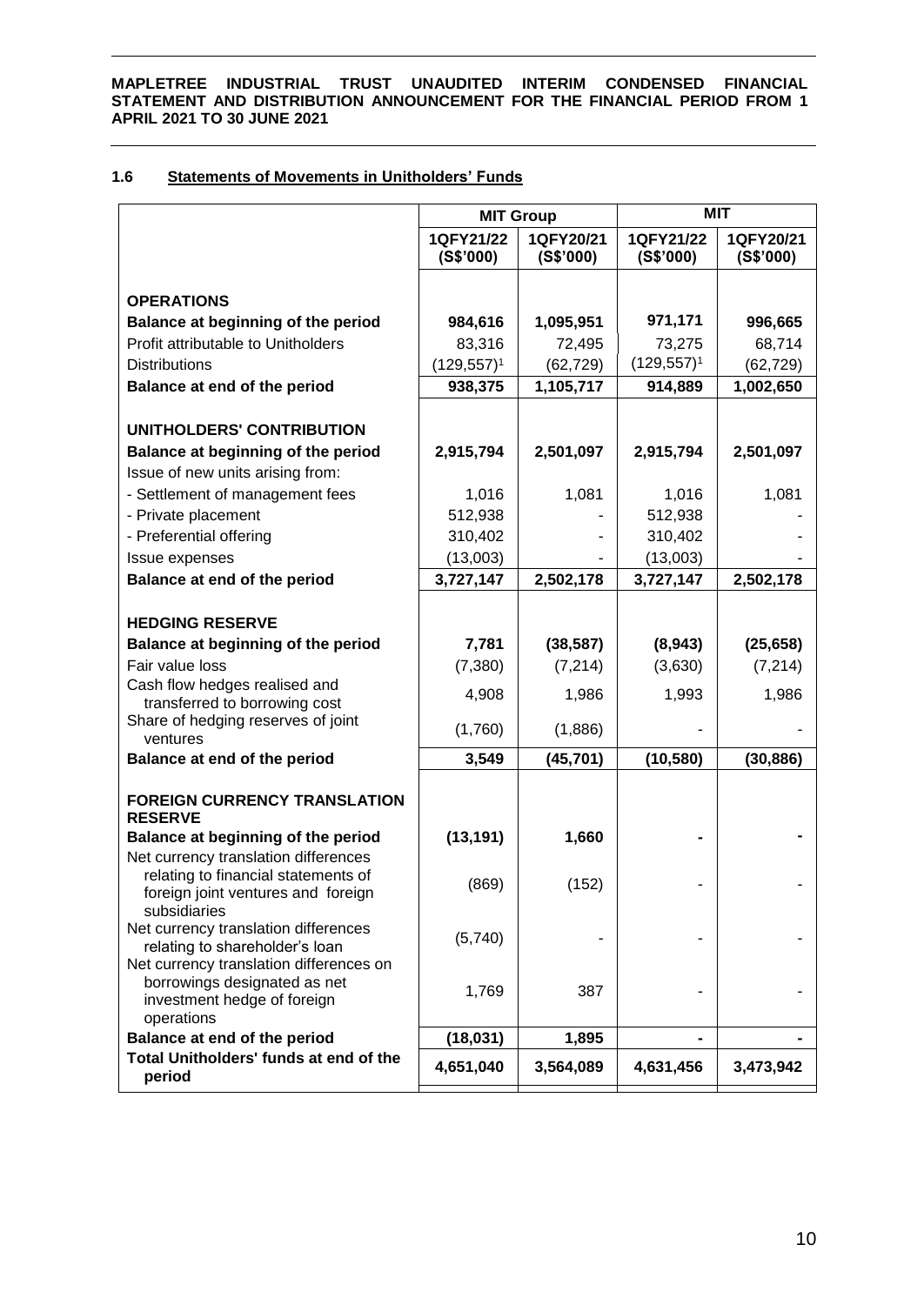### 1.6 Statements of Movements in Unitholders' Funds

| | MIT Group | | MIT | |
|---|---|---|---|---|
| | 1QFY21/22 (S$'000) | 1QFY20/21 (S$'000) | 1QFY21/22 (S$'000) | 1QFY20/21 (S$'000) |
| **OPERATIONS** | | | | |
| **Balance at beginning of the period** | **984,616** | **1,095,951** | **971,171** | **996,665** |
| Profit attributable to Unitholders | 83,316 | 72,495 | 73,275 | 68,714 |
| Distributions | (129,557)[1] | (62,729) | (129,557)[1] | (62,729) |
| **Balance at end of the period** | **938,375** | **1,105,717** | **914,889** | **1,002,650** |
| **UNITHOLDERS' CONTRIBUTION** | | | | |
| **Balance at beginning of the period** | **2,915,794** | **2,501,097** | **2,915,794** | **2,501,097** |
| Issue of new units arising from: | | | | |
| - Settlement of management fees | 1,016 | 1,081 | 1,016 | 1,081 |
| - Private placement | 512,938 | - | 512,938 | - |
| - Preferential offering | 310,402 | - | 310,402 | - |
| Issue expenses | (13,003) | - | (13,003) | - |
| **Balance at end of the period** | **3,727,147** | **2,502,178** | **3,727,147** | **2,502,178** |
| **HEDGING RESERVE** | | | | |
| **Balance at beginning of the period** | **7,781** | **(38,587)** | **(8,943)** | **(25,658)** |
| Fair value loss | (7,380) | (7,214) | (3,630) | (7,214) |
| Cash flow hedges realised and transferred to borrowing cost | 4,908 | 1,986 | 1,993 | 1,986 |
| Share of hedging reserves of joint ventures | (1,760) | (1,886) | - | - |
| **Balance at end of the period** | **3,549** | **(45,701)** | **(10,580)** | **(30,886)** |
| **FOREIGN CURRENCY TRANSLATION RESERVE** | | | | |
| **Balance at beginning of the period** | **(13,191)** | **1,660** | **-** | **-** |
| Net currency translation differences relating to financial statements of foreign joint ventures and foreign subsidiaries | (869) | (152) | - | - |
| Net currency translation differences relating to shareholder's loan | (5,740) | - | - | - |
| Net currency translation differences on borrowings designated as net investment hedge of foreign operations | 1,769 | 387 | - | - |
| **Balance at end of the period** | **(18,031)** | **1,895** | **-** | **-** |
| **Total Unitholders' funds at end of the period** | **4,651,040** | **3,564,089** | **4,631,456** | **3,473,942** |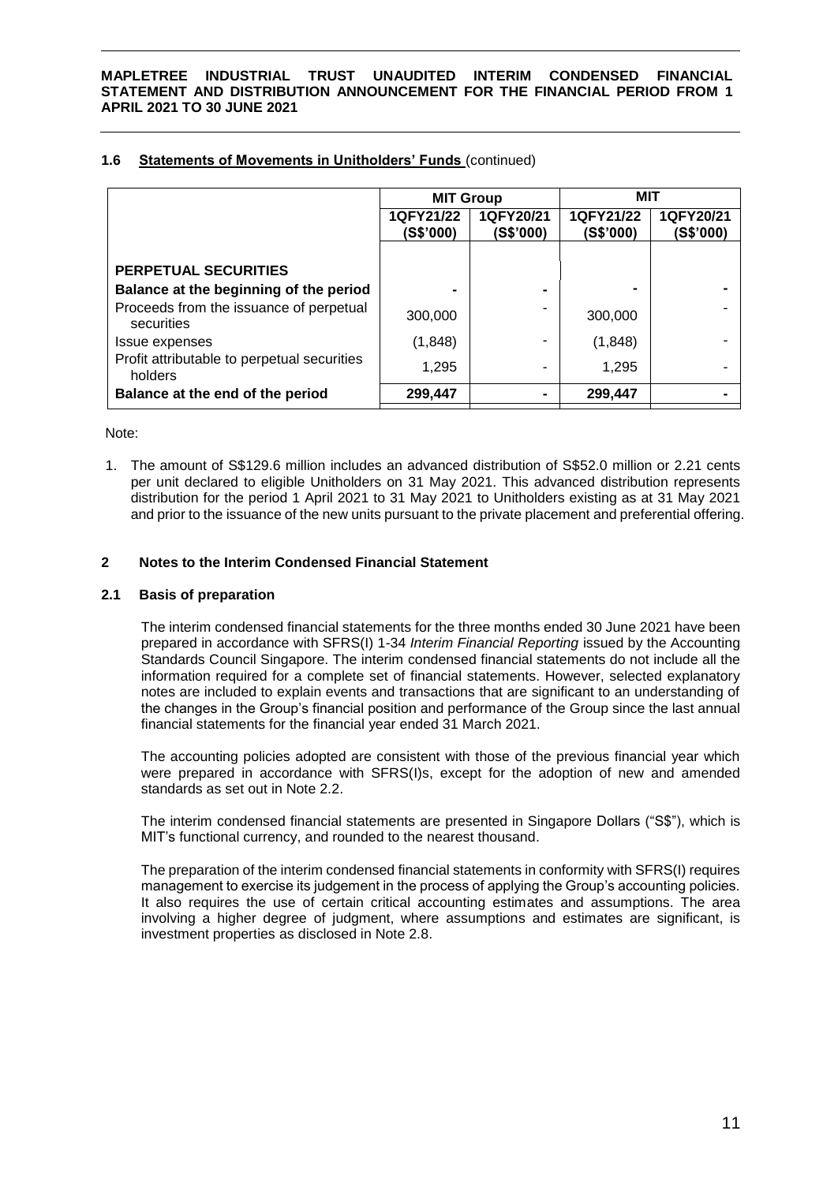### 1.6 Statements of Movements in Unitholders' Funds (continued)

| | MIT Group | | MIT | |
|---|---|---|---|---|
| | 1QFY21/22 (S$'000) | 1QFY20/21 (S$'000) | 1QFY21/22 (S$'000) | 1QFY20/21 (S$'000) |
| **PERPETUAL SECURITIES** | | | | |
| **Balance at the beginning of the period** | - | - | - | - |
| Proceeds from the issuance of perpetual securities | 300,000 | - | 300,000 | - |
| Issue expenses | (1,848) | - | (1,848) | - |
| Profit attributable to perpetual securities holders | 1,295 | - | 1,295 | - |
| **Balance at the end of the period** | **299,447** | - | **299,447** | - |

Note:

1. The amount of S$129.6 million includes an advanced distribution of S$52.0 million or 2.21 cents per unit declared to eligible Unitholders on 31 May 2021. This advanced distribution represents distribution for the period 1 April 2021 to 31 May 2021 to Unitholders existing as at 31 May 2021 and prior to the issuance of the new units pursuant to the private placement and preferential offering.

## 2 Notes to the Interim Condensed Financial Statement

### 2.1 Basis of preparation

The interim condensed financial statements for the three months ended 30 June 2021 have been prepared in accordance with SFRS(I) 1-34 *Interim Financial Reporting* issued by the Accounting Standards Council Singapore. The interim condensed financial statements do not include all the information required for a complete set of financial statements. However, selected explanatory notes are included to explain events and transactions that are significant to an understanding of the changes in the Group's financial position and performance of the Group since the last annual financial statements for the financial year ended 31 March 2021.

The accounting policies adopted are consistent with those of the previous financial year which were prepared in accordance with SFRS(I)s, except for the adoption of new and amended standards as set out in Note 2.2.

The interim condensed financial statements are presented in Singapore Dollars ("S$"), which is MIT's functional currency, and rounded to the nearest thousand.

The preparation of the interim condensed financial statements in conformity with SFRS(I) requires management to exercise its judgement in the process of applying the Group's accounting policies. It also requires the use of certain critical accounting estimates and assumptions. The area involving a higher degree of judgment, where assumptions and estimates are significant, is investment properties as disclosed in Note 2.8.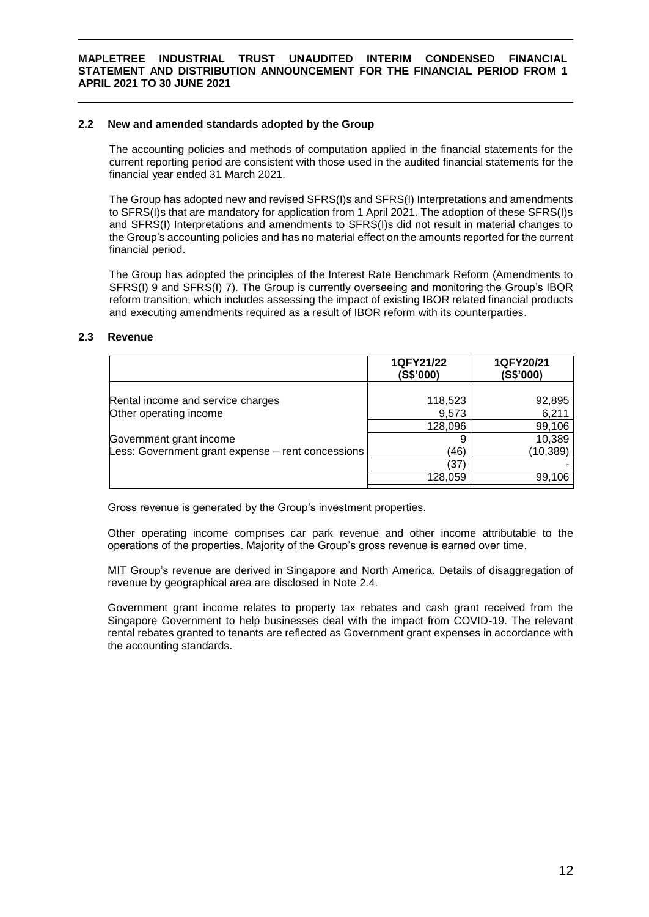### 2.2 New and amended standards adopted by the Group

The accounting policies and methods of computation applied in the financial statements for the current reporting period are consistent with those used in the audited financial statements for the financial year ended 31 March 2021.

The Group has adopted new and revised SFRS(I)s and SFRS(I) Interpretations and amendments to SFRS(I)s that are mandatory for application from 1 April 2021. The adoption of these SFRS(I)s and SFRS(I) Interpretations and amendments to SFRS(I)s did not result in material changes to the Group's accounting policies and has no material effect on the amounts reported for the current financial period.

The Group has adopted the principles of the Interest Rate Benchmark Reform (Amendments to SFRS(I) 9 and SFRS(I) 7). The Group is currently overseeing and monitoring the Group's IBOR reform transition, which includes assessing the impact of existing IBOR related financial products and executing amendments required as a result of IBOR reform with its counterparties.

### 2.3 Revenue

| | 1QFY21/22 (S$'000) | 1QFY20/21 (S$'000) |
|---|---|---|
| Rental income and service charges | 118,523 | 92,895 |
| Other operating income | 9,573 | 6,211 |
| | 128,096 | 99,106 |
| Government grant income | 9 | 10,389 |
| Less: Government grant expense – rent concessions | (46) | (10,389) |
| | (37) | - |
| | 128,059 | 99,106 |

Gross revenue is generated by the Group's investment properties.

Other operating income comprises car park revenue and other income attributable to the operations of the properties. Majority of the Group's gross revenue is earned over time.

MIT Group's revenue are derived in Singapore and North America. Details of disaggregation of revenue by geographical area are disclosed in Note 2.4.

Government grant income relates to property tax rebates and cash grant received from the Singapore Government to help businesses deal with the impact from COVID-19. The relevant rental rebates granted to tenants are reflected as Government grant expenses in accordance with the accounting standards.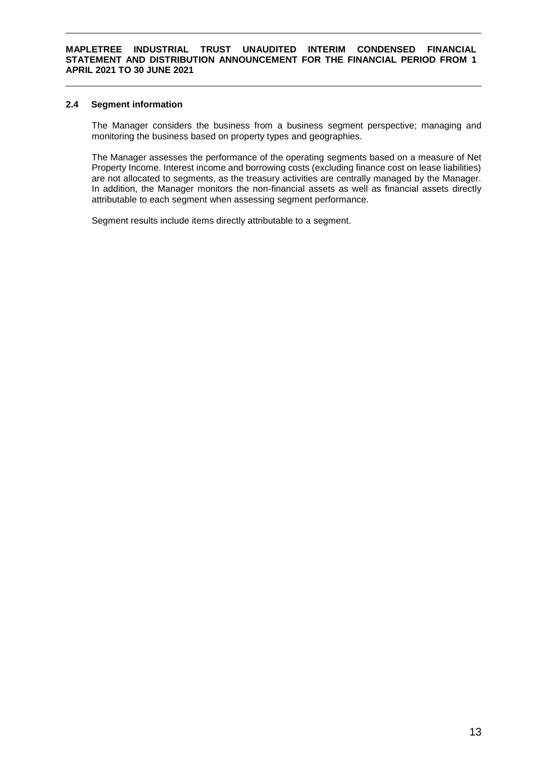### 2.4 Segment information

The Manager considers the business from a business segment perspective; managing and monitoring the business based on property types and geographies.

The Manager assesses the performance of the operating segments based on a measure of Net Property Income. Interest income and borrowing costs (excluding finance cost on lease liabilities) are not allocated to segments, as the treasury activities are centrally managed by the Manager. In addition, the Manager monitors the non-financial assets as well as financial assets directly attributable to each segment when assessing segment performance.

Segment results include items directly attributable to a segment.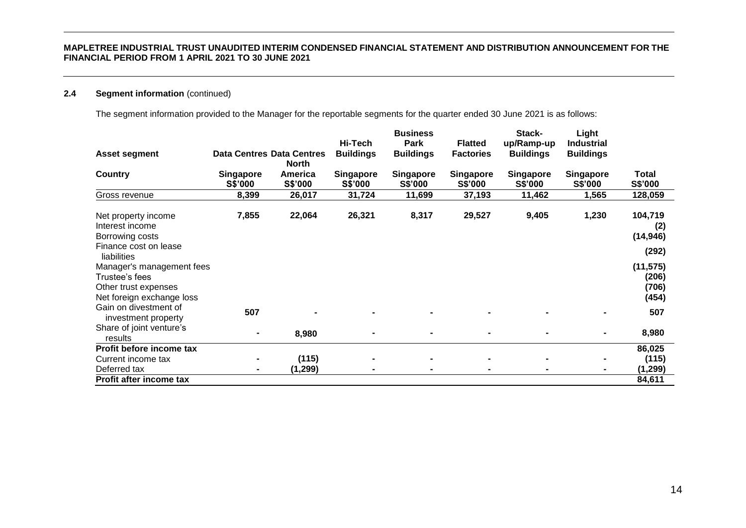### 2.4 Segment information (continued)

The segment information provided to the Manager for the reportable segments for the quarter ended 30 June 2021 is as follows:

| Asset segment | Data Centres | Data Centres | Hi-Tech Buildings | Business Park Buildings | Flatted Factories | Stack-up/Ramp-up Buildings | Light Industrial Buildings | |
|---|---|---|---|---|---|---|---|---|
| **Country** | **Singapore S$'000** | **North America S$'000** | **Singapore S$'000** | **Singapore S$'000** | **Singapore S$'000** | **Singapore S$'000** | **Singapore S$'000** | **Total S$'000** |
| Gross revenue | **8,399** | **26,017** | **31,724** | **11,699** | **37,193** | **11,462** | **1,565** | **128,059** |
| Net property income | **7,855** | **22,064** | **26,321** | **8,317** | **29,527** | **9,405** | **1,230** | **104,719** |
| Interest income | | | | | | | | **(2)** |
| Borrowing costs | | | | | | | | **(14,946)** |
| Finance cost on lease liabilities | | | | | | | | **(292)** |
| Manager's management fees | | | | | | | | **(11,575)** |
| Trustee's fees | | | | | | | | **(206)** |
| Other trust expenses | | | | | | | | **(706)** |
| Net foreign exchange loss | | | | | | | | **(454)** |
| Gain on divestment of investment property | **507** | **-** | **-** | **-** | **-** | **-** | **-** | **507** |
| Share of joint venture's results | **-** | **8,980** | **-** | **-** | **-** | **-** | **-** | **8,980** |
| **Profit before income tax** | | | | | | | | **86,025** |
| Current income tax | **-** | **(115)** | **-** | **-** | **-** | **-** | **-** | **(115)** |
| Deferred tax | **-** | **(1,299)** | **-** | **-** | **-** | **-** | **-** | **(1,299)** |
| **Profit after income tax** | | | | | | | | **84,611** |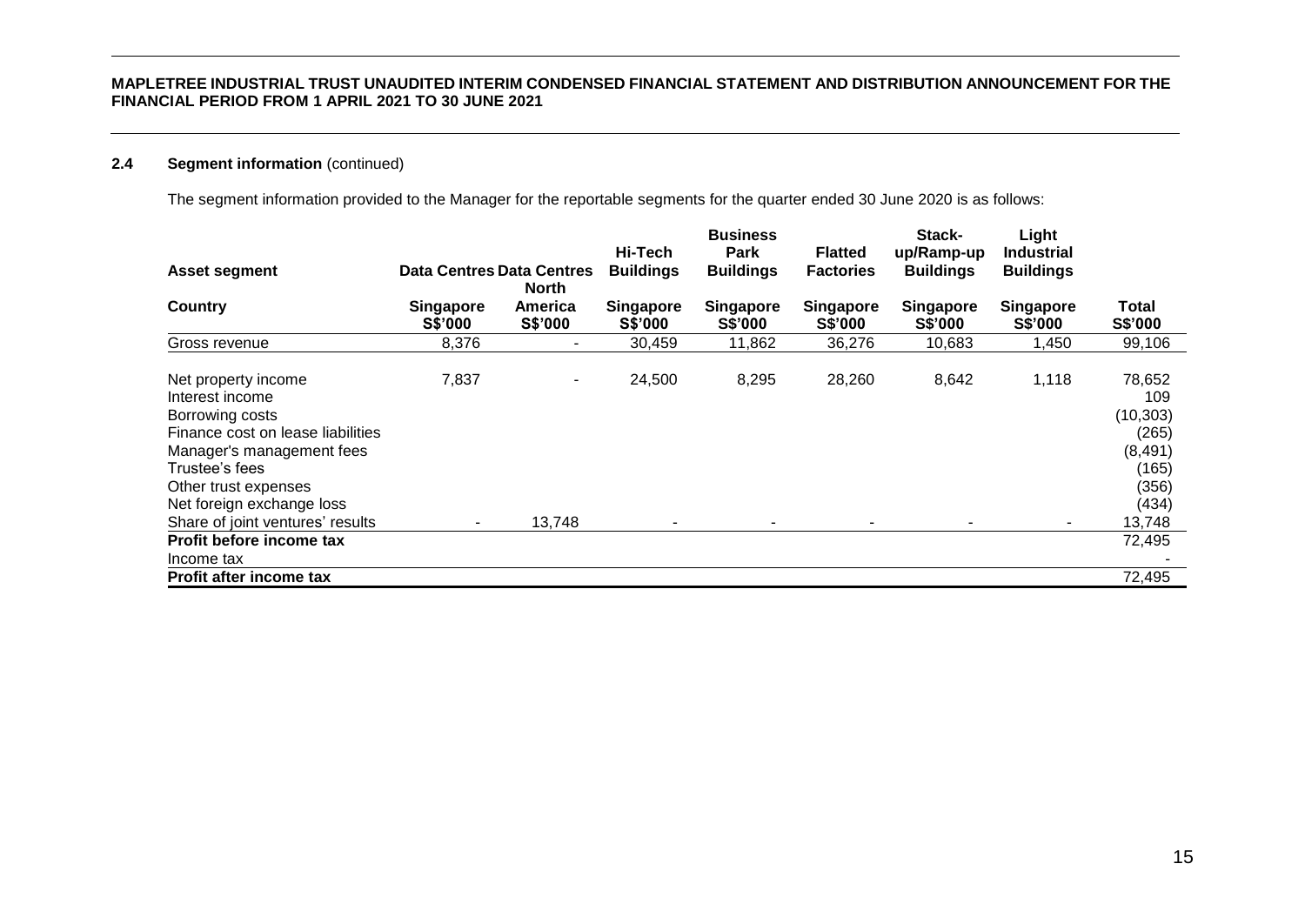### 2.4 Segment information (continued)

The segment information provided to the Manager for the reportable segments for the quarter ended 30 June 2020 is as follows:

| Asset segment | Data Centres | Data Centres | Hi-Tech Buildings | Business Park Buildings | Flatted Factories | Stack-up/Ramp-up Buildings | Light Industrial Buildings | |
|---|---|---|---|---|---|---|---|---|
| **Country** | **Singapore S$'000** | **North America S$'000** | **Singapore S$'000** | **Singapore S$'000** | **Singapore S$'000** | **Singapore S$'000** | **Singapore S$'000** | **Total S$'000** |
| Gross revenue | 8,376 | - | 30,459 | 11,862 | 36,276 | 10,683 | 1,450 | 99,106 |
| Net property income | 7,837 | - | 24,500 | 8,295 | 28,260 | 8,642 | 1,118 | 78,652 |
| Interest income | | | | | | | | 109 |
| Borrowing costs | | | | | | | | (10,303) |
| Finance cost on lease liabilities | | | | | | | | (265) |
| Manager's management fees | | | | | | | | (8,491) |
| Trustee's fees | | | | | | | | (165) |
| Other trust expenses | | | | | | | | (356) |
| Net foreign exchange loss | | | | | | | | (434) |
| Share of joint ventures' results | - | 13,748 | - | - | - | - | - | 13,748 |
| **Profit before income tax** | | | | | | | | 72,495 |
| Income tax | | | | | | | | - |
| **Profit after income tax** | | | | | | | | 72,495 |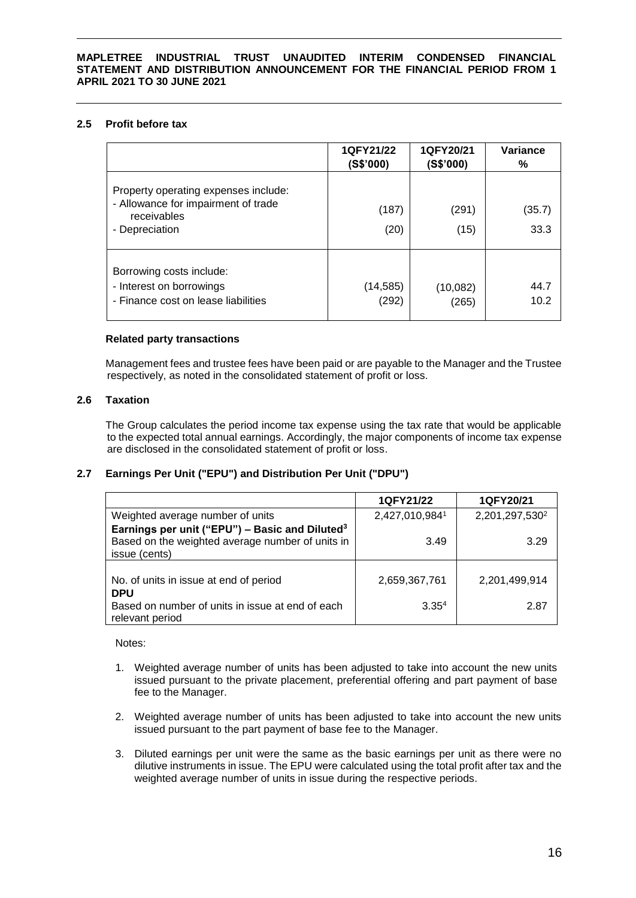## 2.5 Profit before tax

| | 1QFY21/22 (S$'000) | 1QFY20/21 (S$'000) | Variance % |
|---|---|---|---|
| Property operating expenses include: | | | |
| - Allowance for impairment of trade receivables | (187) | (291) | (35.7) |
| - Depreciation | (20) | (15) | 33.3 |
| Borrowing costs include: | | | |
| - Interest on borrowings | (14,585) | (10,082) | 44.7 |
| - Finance cost on lease liabilities | (292) | (265) | 10.2 |

**Related party transactions**

Management fees and trustee fees have been paid or are payable to the Manager and the Trustee respectively, as noted in the consolidated statement of profit or loss.

## 2.6 Taxation

The Group calculates the period income tax expense using the tax rate that would be applicable to the expected total annual earnings. Accordingly, the major components of income tax expense are disclosed in the consolidated statement of profit or loss.

## 2.7 Earnings Per Unit ("EPU") and Distribution Per Unit ("DPU")

| | 1QFY21/22 | 1QFY20/21 |
|---|---|---|
| Weighted average number of units | 2,427,010,984[1] | 2,201,297,530[2] |
| **Earnings per unit ("EPU") – Basic and Diluted[3]** | | |
| Based on the weighted average number of units in issue (cents) | 3.49 | 3.29 |
| No. of units in issue at end of period | 2,659,367,761 | 2,201,499,914 |
| **DPU** | | |
| Based on number of units in issue at end of each relevant period | 3.35[4] | 2.87 |

Notes:

1. Weighted average number of units has been adjusted to take into account the new units issued pursuant to the private placement, preferential offering and part payment of base fee to the Manager.
2. Weighted average number of units has been adjusted to take into account the new units issued pursuant to the part payment of base fee to the Manager.
3. Diluted earnings per unit were the same as the basic earnings per unit as there were no dilutive instruments in issue. The EPU were calculated using the total profit after tax and the weighted average number of units in issue during the respective periods.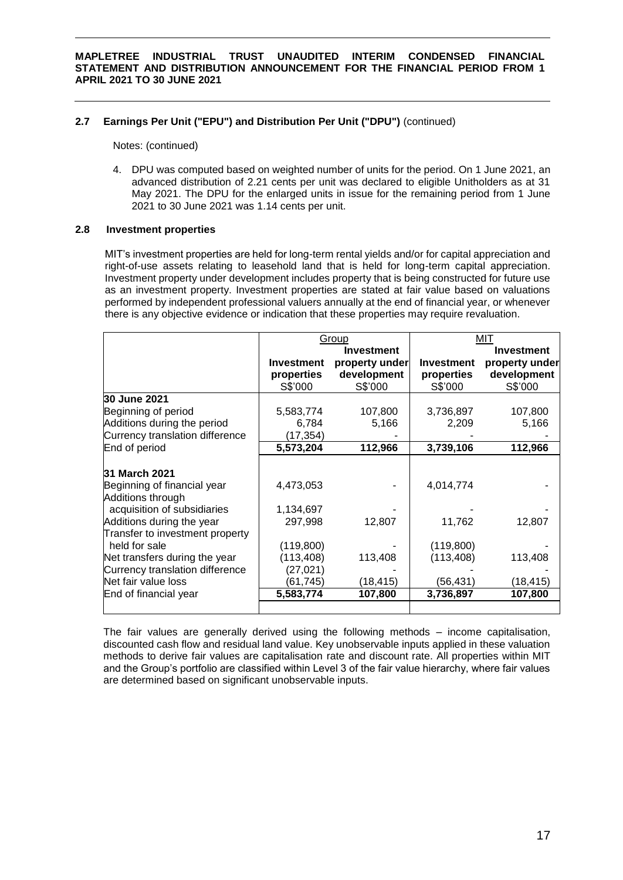### 2.7 Earnings Per Unit ("EPU") and Distribution Per Unit ("DPU") (continued)

Notes: (continued)

4. DPU was computed based on weighted number of units for the period. On 1 June 2021, an advanced distribution of 2.21 cents per unit was declared to eligible Unitholders as at 31 May 2021. The DPU for the enlarged units in issue for the remaining period from 1 June 2021 to 30 June 2021 was 1.14 cents per unit.

### 2.8 Investment properties

MIT's investment properties are held for long-term rental yields and/or for capital appreciation and right-of-use assets relating to leasehold land that is held for long-term capital appreciation. Investment property under development includes property that is being constructed for future use as an investment property. Investment properties are stated at fair value based on valuations performed by independent professional valuers annually at the end of financial year, or whenever there is any objective evidence or indication that these properties may require revaluation.

| | Group | | MIT | |
|---|---|---|---|---|
| | **Investment properties** S$'000 | **Investment property under development** S$'000 | **Investment properties** S$'000 | **Investment property under development** S$'000 |
| **30 June 2021** | | | | |
| Beginning of period | 5,583,774 | 107,800 | 3,736,897 | 107,800 |
| Additions during the period | 6,784 | 5,166 | 2,209 | 5,166 |
| Currency translation difference | (17,354) | - | - | - |
| End of period | **5,573,204** | **112,966** | **3,739,106** | **112,966** |
| | | | | |
| **31 March 2021** | | | | |
| Beginning of financial year | 4,473,053 | - | 4,014,774 | - |
| Additions through acquisition of subsidiaries | 1,134,697 | - | - | - |
| Additions during the year | 297,998 | 12,807 | 11,762 | 12,807 |
| Transfer to investment property held for sale | (119,800) | - | (119,800) | - |
| Net transfers during the year | (113,408) | 113,408 | (113,408) | 113,408 |
| Currency translation difference | (27,021) | - | - | - |
| Net fair value loss | (61,745) | (18,415) | (56,431) | (18,415) |
| End of financial year | **5,583,774** | **107,800** | **3,736,897** | **107,800** |

The fair values are generally derived using the following methods – income capitalisation, discounted cash flow and residual land value. Key unobservable inputs applied in these valuation methods to derive fair values are capitalisation rate and discount rate. All properties within MIT and the Group's portfolio are classified within Level 3 of the fair value hierarchy, where fair values are determined based on significant unobservable inputs.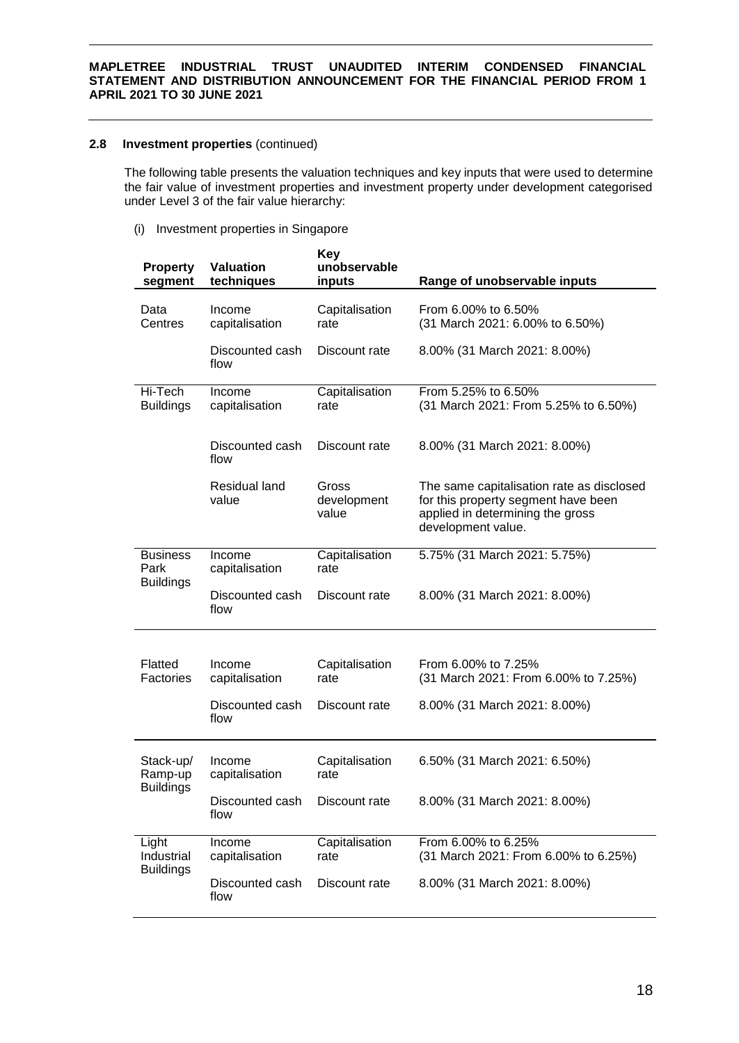### 2.8 Investment properties (continued)

The following table presents the valuation techniques and key inputs that were used to determine the fair value of investment properties and investment property under development categorised under Level 3 of the fair value hierarchy:

(i) Investment properties in Singapore

| Property segment | Valuation techniques | Key unobservable inputs | Range of unobservable inputs |
|---|---|---|---|
| Data Centres | Income capitalisation | Capitalisation rate | From 6.00% to 6.50% (31 March 2021: 6.00% to 6.50%) |
| | Discounted cash flow | Discount rate | 8.00% (31 March 2021: 8.00%) |
| Hi-Tech Buildings | Income capitalisation | Capitalisation rate | From 5.25% to 6.50% (31 March 2021: From 5.25% to 6.50%) |
| | Discounted cash flow | Discount rate | 8.00% (31 March 2021: 8.00%) |
| | Residual land value | Gross development value | The same capitalisation rate as disclosed for this property segment have been applied in determining the gross development value. |
| Business Park Buildings | Income capitalisation | Capitalisation rate | 5.75% (31 March 2021: 5.75%) |
| | Discounted cash flow | Discount rate | 8.00% (31 March 2021: 8.00%) |
| Flatted Factories | Income capitalisation | Capitalisation rate | From 6.00% to 7.25% (31 March 2021: From 6.00% to 7.25%) |
| | Discounted cash flow | Discount rate | 8.00% (31 March 2021: 8.00%) |
| Stack-up/ Ramp-up Buildings | Income capitalisation | Capitalisation rate | 6.50% (31 March 2021: 6.50%) |
| | Discounted cash flow | Discount rate | 8.00% (31 March 2021: 8.00%) |
| Light Industrial Buildings | Income capitalisation | Capitalisation rate | From 6.00% to 6.25% (31 March 2021: From 6.00% to 6.25%) |
| | Discounted cash flow | Discount rate | 8.00% (31 March 2021: 8.00%) |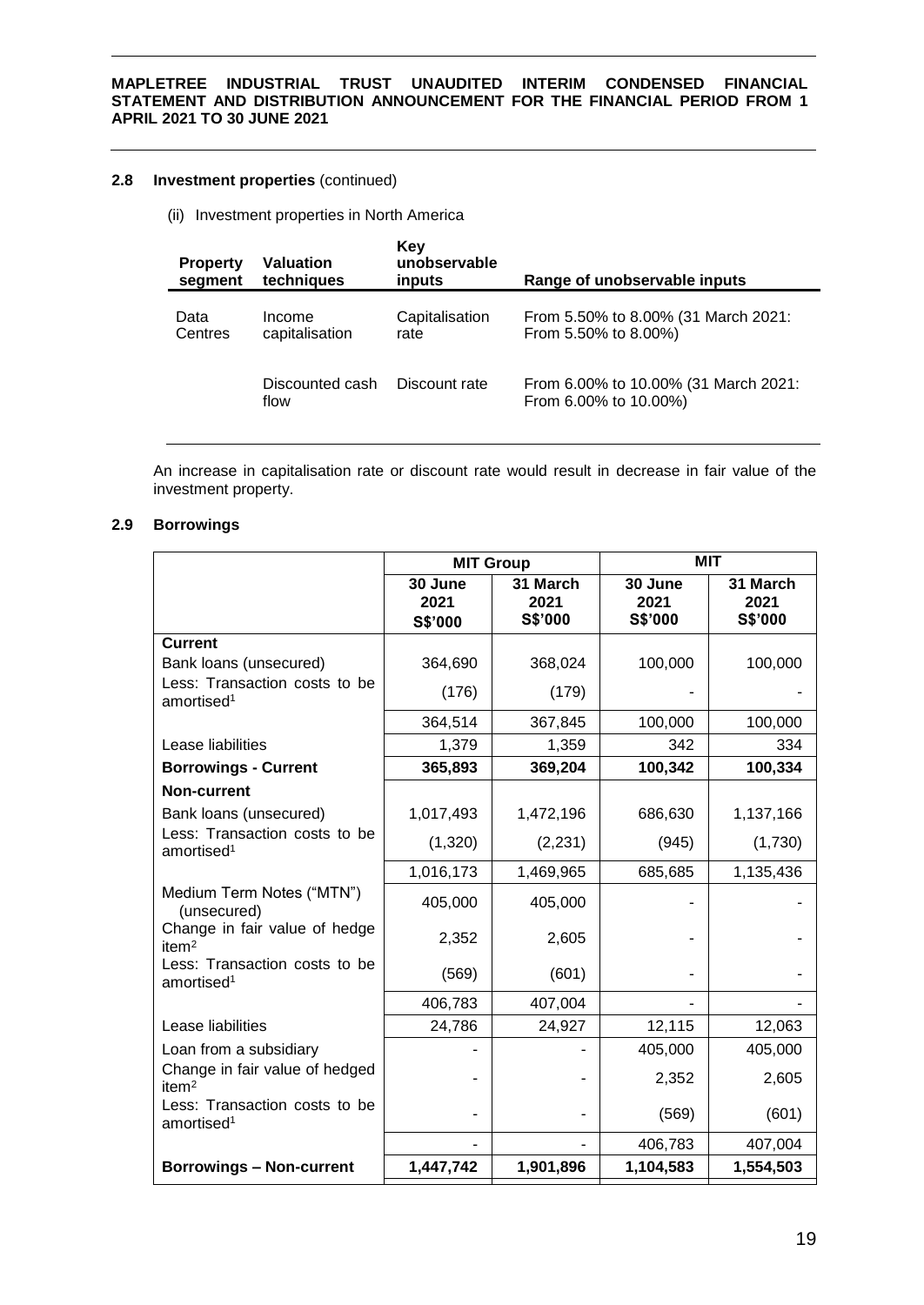### 2.8 Investment properties (continued)

(ii) Investment properties in North America

| Property segment | Valuation techniques | Key unobservable inputs | Range of unobservable inputs |
|---|---|---|---|
| Data Centres | Income capitalisation | Capitalisation rate | From 5.50% to 8.00% (31 March 2021: From 5.50% to 8.00%) |
| | Discounted cash flow | Discount rate | From 6.00% to 10.00% (31 March 2021: From 6.00% to 10.00%) |

An increase in capitalisation rate or discount rate would result in decrease in fair value of the investment property.

### 2.9 Borrowings

| | MIT Group | | MIT | |
|---|---|---|---|---|
| | 30 June 2021 S$'000 | 31 March 2021 S$'000 | 30 June 2021 S$'000 | 31 March 2021 S$'000 |
| **Current** | | | | |
| Bank loans (unsecured) | 364,690 | 368,024 | 100,000 | 100,000 |
| Less: Transaction costs to be amortised[1] | (176) | (179) | - | - |
| | 364,514 | 367,845 | 100,000 | 100,000 |
| Lease liabilities | 1,379 | 1,359 | 342 | 334 |
| **Borrowings - Current** | **365,893** | **369,204** | **100,342** | **100,334** |
| **Non-current** | | | | |
| Bank loans (unsecured) | 1,017,493 | 1,472,196 | 686,630 | 1,137,166 |
| Less: Transaction costs to be amortised[1] | (1,320) | (2,231) | (945) | (1,730) |
| | 1,016,173 | 1,469,965 | 685,685 | 1,135,436 |
| Medium Term Notes ("MTN") (unsecured) | 405,000 | 405,000 | - | - |
| Change in fair value of hedge item[2] | 2,352 | 2,605 | - | - |
| Less: Transaction costs to be amortised[1] | (569) | (601) | - | - |
| | 406,783 | 407,004 | - | - |
| Lease liabilities | 24,786 | 24,927 | 12,115 | 12,063 |
| Loan from a subsidiary | - | - | 405,000 | 405,000 |
| Change in fair value of hedged item[2] | - | - | 2,352 | 2,605 |
| Less: Transaction costs to be amortised[1] | - | - | (569) | (601) |
| | - | - | 406,783 | 407,004 |
| **Borrowings – Non-current** | **1,447,742** | **1,901,896** | **1,104,583** | **1,554,503** |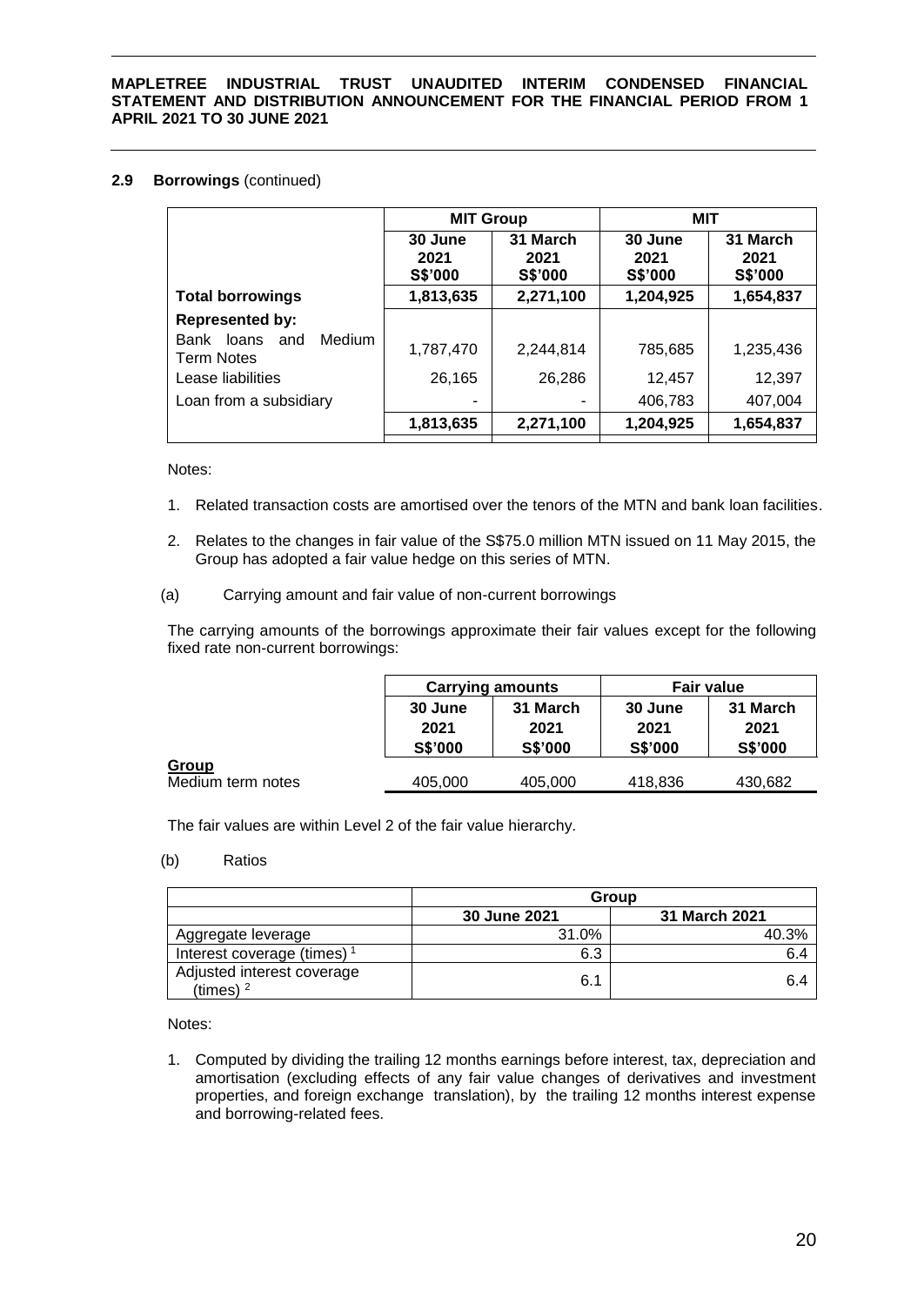### 2.9 Borrowings (continued)

| | MIT Group | | MIT | |
|---|---|---|---|---|
| | 30 June 2021 S$'000 | 31 March 2021 S$'000 | 30 June 2021 S$'000 | 31 March 2021 S$'000 |
| **Total borrowings** | 1,813,635 | 2,271,100 | 1,204,925 | 1,654,837 |
| **Represented by:** | | | | |
| Bank loans and Medium Term Notes | 1,787,470 | 2,244,814 | 785,685 | 1,235,436 |
| Lease liabilities | 26,165 | 26,286 | 12,457 | 12,397 |
| Loan from a subsidiary | - | - | 406,783 | 407,004 |
| | 1,813,635 | 2,271,100 | 1,204,925 | 1,654,837 |

Notes:

1. Related transaction costs are amortised over the tenors of the MTN and bank loan facilities.
2. Relates to the changes in fair value of the S$75.0 million MTN issued on 11 May 2015, the Group has adopted a fair value hedge on this series of MTN.

(a) Carrying amount and fair value of non-current borrowings

The carrying amounts of the borrowings approximate their fair values except for the following fixed rate non-current borrowings:

| | Carrying amounts | | Fair value | |
|---|---|---|---|---|
| | 30 June 2021 S$'000 | 31 March 2021 S$'000 | 30 June 2021 S$'000 | 31 March 2021 S$'000 |
| **Group** | | | | |
| Medium term notes | 405,000 | 405,000 | 418,836 | 430,682 |

The fair values are within Level 2 of the fair value hierarchy.

(b) Ratios

| | Group | |
|---|---|---|
| | 30 June 2021 | 31 March 2021 |
| Aggregate leverage | 31.0% | 40.3% |
| Interest coverage (times) [1] | 6.3 | 6.4 |
| Adjusted interest coverage (times) [2] | 6.1 | 6.4 |

Notes:

1. Computed by dividing the trailing 12 months earnings before interest, tax, depreciation and amortisation (excluding effects of any fair value changes of derivatives and investment properties, and foreign exchange translation), by the trailing 12 months interest expense and borrowing-related fees.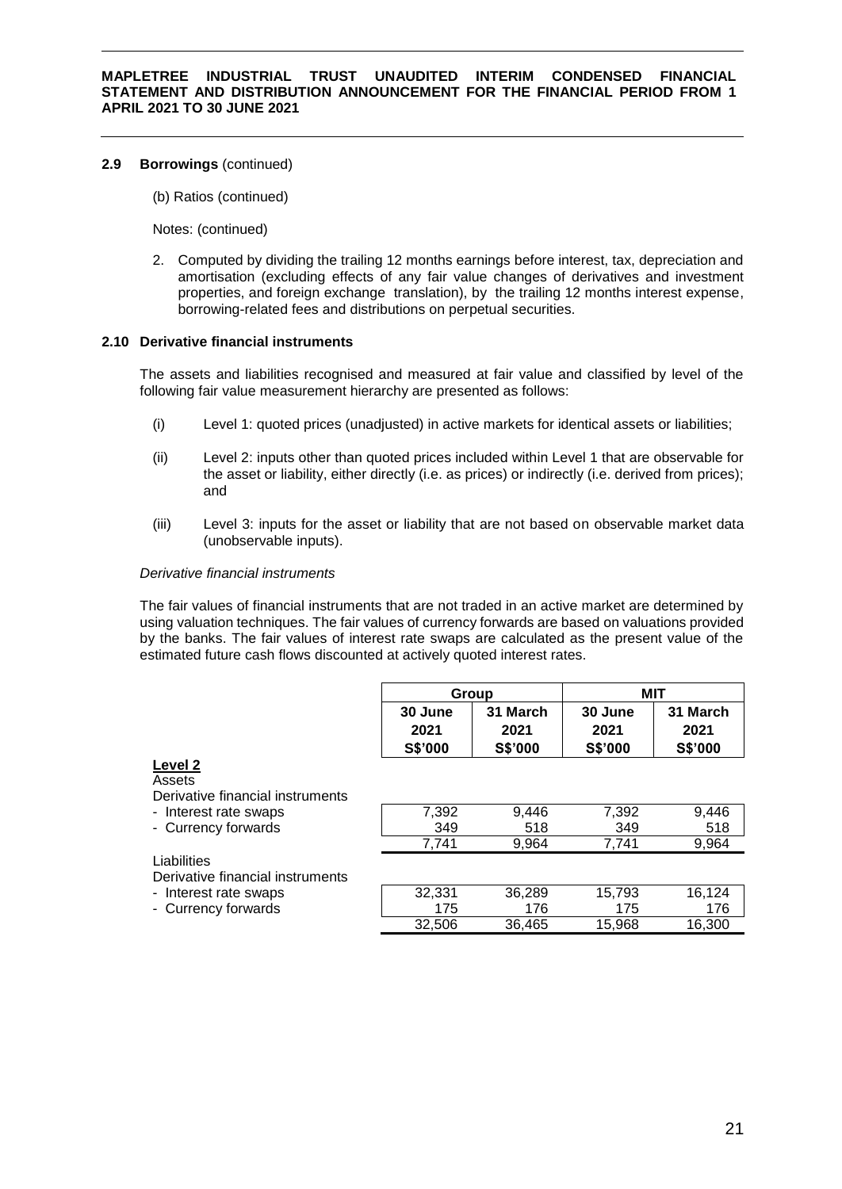### 2.9 Borrowings (continued)

(b) Ratios (continued)

Notes: (continued)

2. Computed by dividing the trailing 12 months earnings before interest, tax, depreciation and amortisation (excluding effects of any fair value changes of derivatives and investment properties, and foreign exchange translation), by the trailing 12 months interest expense, borrowing-related fees and distributions on perpetual securities.

### 2.10 Derivative financial instruments

The assets and liabilities recognised and measured at fair value and classified by level of the following fair value measurement hierarchy are presented as follows:

(i) Level 1: quoted prices (unadjusted) in active markets for identical assets or liabilities;

(ii) Level 2: inputs other than quoted prices included within Level 1 that are observable for the asset or liability, either directly (i.e. as prices) or indirectly (i.e. derived from prices); and

(iii) Level 3: inputs for the asset or liability that are not based on observable market data (unobservable inputs).

*Derivative financial instruments*

The fair values of financial instruments that are not traded in an active market are determined by using valuation techniques. The fair values of currency forwards are based on valuations provided by the banks. The fair values of interest rate swaps are calculated as the present value of the estimated future cash flows discounted at actively quoted interest rates.

| | Group | | MIT | |
|---|---|---|---|---|
| | 30 June 2021 S$'000 | 31 March 2021 S$'000 | 30 June 2021 S$'000 | 31 March 2021 S$'000 |
| **Level 2** | | | | |
| Assets | | | | |
| Derivative financial instruments | | | | |
| - Interest rate swaps | 7,392 | 9,446 | 7,392 | 9,446 |
| - Currency forwards | 349 | 518 | 349 | 518 |
| | 7,741 | 9,964 | 7,741 | 9,964 |
| Liabilities | | | | |
| Derivative financial instruments | | | | |
| - Interest rate swaps | 32,331 | 36,289 | 15,793 | 16,124 |
| - Currency forwards | 175 | 176 | 175 | 176 |
| | 32,506 | 36,465 | 15,968 | 16,300 |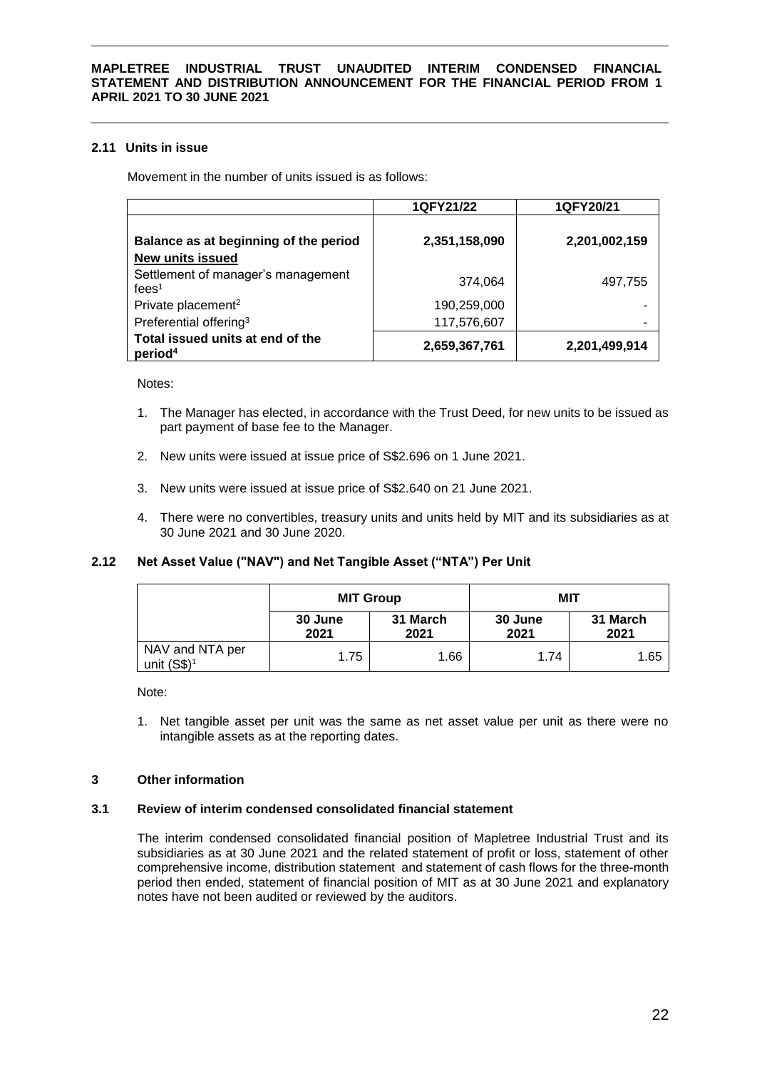### 2.11 Units in issue

Movement in the number of units issued is as follows:

| | 1QFY21/22 | 1QFY20/21 |
|---|---|---|
| **Balance as at beginning of the period** | **2,351,158,090** | **2,201,002,159** |
| **New units issued** | | |
| Settlement of manager's management fees[1] | 374,064 | 497,755 |
| Private placement[2] | 190,259,000 | - |
| Preferential offering[3] | 117,576,607 | - |
| **Total issued units at end of the period[4]** | **2,659,367,761** | **2,201,499,914** |

Notes:

1. The Manager has elected, in accordance with the Trust Deed, for new units to be issued as part payment of base fee to the Manager.
2. New units were issued at issue price of S$2.696 on 1 June 2021.
3. New units were issued at issue price of S$2.640 on 21 June 2021.
4. There were no convertibles, treasury units and units held by MIT and its subsidiaries as at 30 June 2021 and 30 June 2020.

### 2.12 Net Asset Value ("NAV") and Net Tangible Asset ("NTA") Per Unit

| | MIT Group | | MIT | |
|---|---|---|---|---|
| | 30 June 2021 | 31 March 2021 | 30 June 2021 | 31 March 2021 |
| NAV and NTA per unit (S$)[1] | 1.75 | 1.66 | 1.74 | 1.65 |

Note:

1. Net tangible asset per unit was the same as net asset value per unit as there were no intangible assets as at the reporting dates.

## 3 Other information

### 3.1 Review of interim condensed consolidated financial statement

The interim condensed consolidated financial position of Mapletree Industrial Trust and its subsidiaries as at 30 June 2021 and the related statement of profit or loss, statement of other comprehensive income, distribution statement and statement of cash flows for the three-month period then ended, statement of financial position of MIT as at 30 June 2021 and explanatory notes have not been audited or reviewed by the auditors.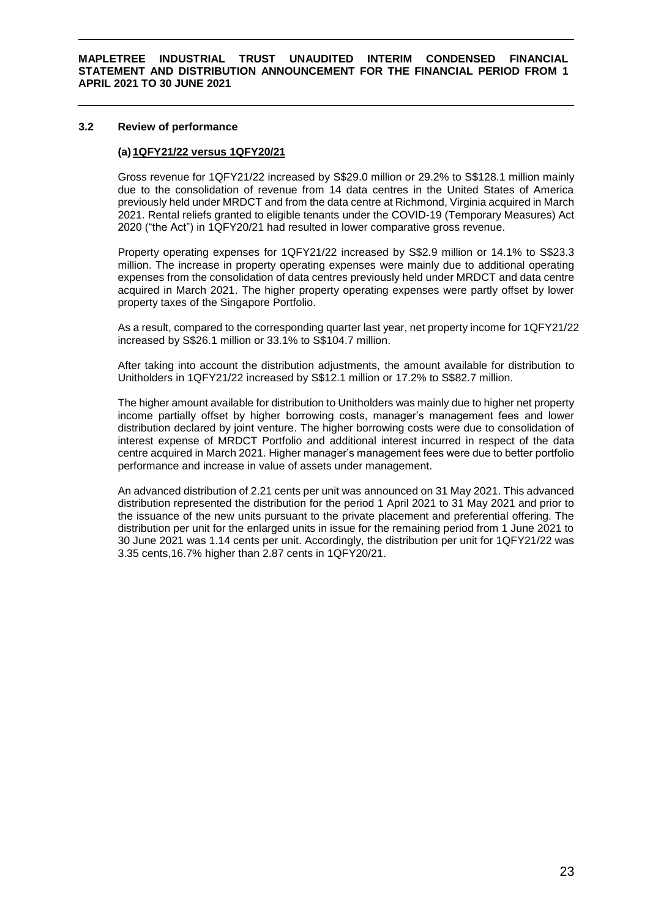### 3.2 Review of performance

#### (a) 1QFY21/22 versus 1QFY20/21

Gross revenue for 1QFY21/22 increased by S$29.0 million or 29.2% to S$128.1 million mainly due to the consolidation of revenue from 14 data centres in the United States of America previously held under MRDCT and from the data centre at Richmond, Virginia acquired in March 2021. Rental reliefs granted to eligible tenants under the COVID-19 (Temporary Measures) Act 2020 ("the Act") in 1QFY20/21 had resulted in lower comparative gross revenue.

Property operating expenses for 1QFY21/22 increased by S$2.9 million or 14.1% to S$23.3 million. The increase in property operating expenses were mainly due to additional operating expenses from the consolidation of data centres previously held under MRDCT and data centre acquired in March 2021. The higher property operating expenses were partly offset by lower property taxes of the Singapore Portfolio.

As a result, compared to the corresponding quarter last year, net property income for 1QFY21/22 increased by S$26.1 million or 33.1% to S$104.7 million.

After taking into account the distribution adjustments, the amount available for distribution to Unitholders in 1QFY21/22 increased by S$12.1 million or 17.2% to S$82.7 million.

The higher amount available for distribution to Unitholders was mainly due to higher net property income partially offset by higher borrowing costs, manager's management fees and lower distribution declared by joint venture. The higher borrowing costs were due to consolidation of interest expense of MRDCT Portfolio and additional interest incurred in respect of the data centre acquired in March 2021. Higher manager's management fees were due to better portfolio performance and increase in value of assets under management.

An advanced distribution of 2.21 cents per unit was announced on 31 May 2021. This advanced distribution represented the distribution for the period 1 April 2021 to 31 May 2021 and prior to the issuance of the new units pursuant to the private placement and preferential offering. The distribution per unit for the enlarged units in issue for the remaining period from 1 June 2021 to 30 June 2021 was 1.14 cents per unit. Accordingly, the distribution per unit for 1QFY21/22 was 3.35 cents,16.7% higher than 2.87 cents in 1QFY20/21.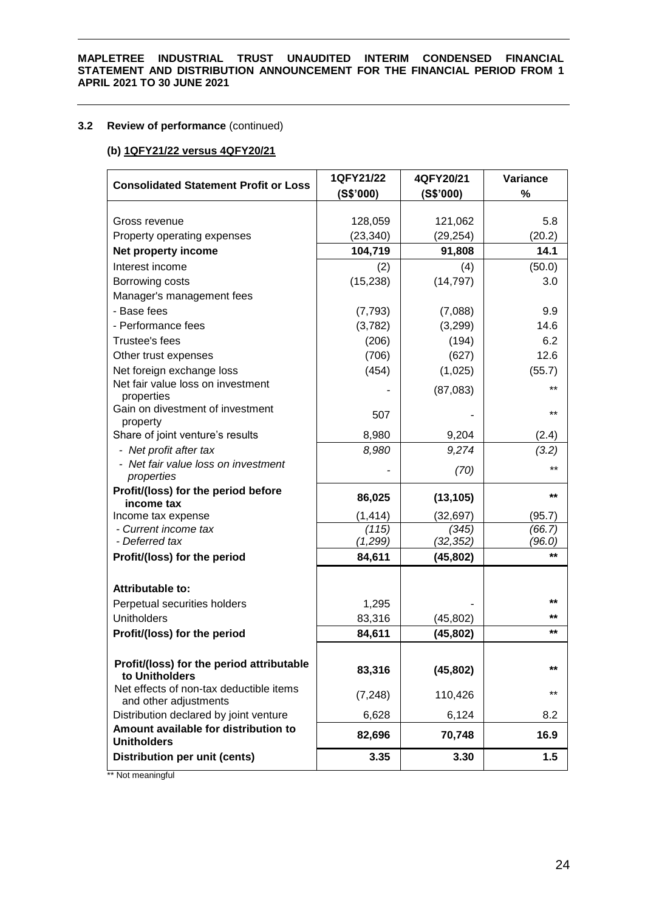### 3.2 Review of performance (continued)

#### (b) 1QFY21/22 versus 4QFY20/21

| Consolidated Statement Profit or Loss | 1QFY21/22 (S$'000) | 4QFY20/21 (S$'000) | Variance % |
|---|---|---|---|
| Gross revenue | 128,059 | 121,062 | 5.8 |
| Property operating expenses | (23,340) | (29,254) | (20.2) |
| **Net property income** | **104,719** | **91,808** | **14.1** |
| Interest income | (2) | (4) | (50.0) |
| Borrowing costs | (15,238) | (14,797) | 3.0 |
| Manager's management fees | | | |
| - Base fees | (7,793) | (7,088) | 9.9 |
| - Performance fees | (3,782) | (3,299) | 14.6 |
| Trustee's fees | (206) | (194) | 6.2 |
| Other trust expenses | (706) | (627) | 12.6 |
| Net foreign exchange loss | (454) | (1,025) | (55.7) |
| Net fair value loss on investment properties | - | (87,083) | ** |
| Gain on divestment of investment property | 507 | - | ** |
| Share of joint venture's results | 8,980 | 9,204 | (2.4) |
| *- Net profit after tax* | *8,980* | *9,274* | *(3.2)* |
| *- Net fair value loss on investment properties* | - | *(70)* | ** |
| **Profit/(loss) for the period before income tax** | **86,025** | **(13,105)** | ** |
| Income tax expense | (1,414) | (32,697) | (95.7) |
| *- Current income tax* | *(115)* | *(345)* | *(66.7)* |
| *- Deferred tax* | *(1,299)* | *(32,352)* | *(96.0)* |
| **Profit/(loss) for the period** | **84,611** | **(45,802)** | ** |
| | | | |
| **Attributable to:** | | | |
| Perpetual securities holders | 1,295 | - | ** |
| Unitholders | 83,316 | (45,802) | ** |
| **Profit/(loss) for the period** | **84,611** | **(45,802)** | ** |
| | | | |
| **Profit/(loss) for the period attributable to Unitholders** | **83,316** | **(45,802)** | ** |
| Net effects of non-tax deductible items and other adjustments | (7,248) | 110,426 | ** |
| Distribution declared by joint venture | 6,628 | 6,124 | 8.2 |
| **Amount available for distribution to Unitholders** | **82,696** | **70,748** | **16.9** |
| **Distribution per unit (cents)** | **3.35** | **3.30** | **1.5** |

** Not meaningful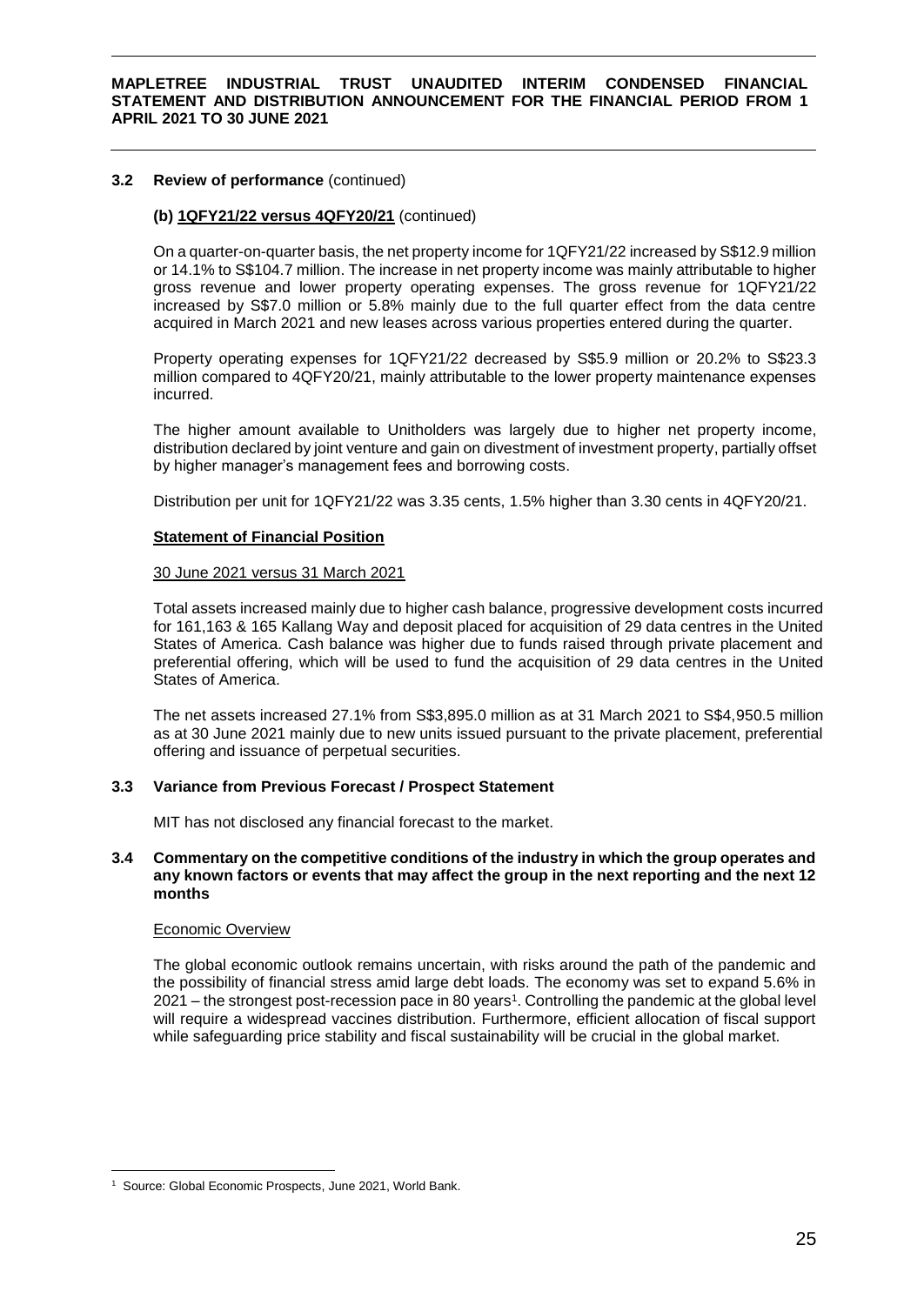### 3.2 Review of performance (continued)

#### (b) 1QFY21/22 versus 4QFY20/21 (continued)

On a quarter-on-quarter basis, the net property income for 1QFY21/22 increased by S$12.9 million or 14.1% to S$104.7 million. The increase in net property income was mainly attributable to higher gross revenue and lower property operating expenses. The gross revenue for 1QFY21/22 increased by S$7.0 million or 5.8% mainly due to the full quarter effect from the data centre acquired in March 2021 and new leases across various properties entered during the quarter.

Property operating expenses for 1QFY21/22 decreased by S$5.9 million or 20.2% to S$23.3 million compared to 4QFY20/21, mainly attributable to the lower property maintenance expenses incurred.

The higher amount available to Unitholders was largely due to higher net property income, distribution declared by joint venture and gain on divestment of investment property, partially offset by higher manager's management fees and borrowing costs.

Distribution per unit for 1QFY21/22 was 3.35 cents, 1.5% higher than 3.30 cents in 4QFY20/21.

**Statement of Financial Position**

30 June 2021 versus 31 March 2021

Total assets increased mainly due to higher cash balance, progressive development costs incurred for 161,163 & 165 Kallang Way and deposit placed for acquisition of 29 data centres in the United States of America. Cash balance was higher due to funds raised through private placement and preferential offering, which will be used to fund the acquisition of 29 data centres in the United States of America.

The net assets increased 27.1% from S$3,895.0 million as at 31 March 2021 to S$4,950.5 million as at 30 June 2021 mainly due to new units issued pursuant to the private placement, preferential offering and issuance of perpetual securities.

### 3.3 Variance from Previous Forecast / Prospect Statement

MIT has not disclosed any financial forecast to the market.

### 3.4 Commentary on the competitive conditions of the industry in which the group operates and any known factors or events that may affect the group in the next reporting and the next 12 months

Economic Overview

The global economic outlook remains uncertain, with risks around the path of the pandemic and the possibility of financial stress amid large debt loads. The economy was set to expand 5.6% in 2021 – the strongest post-recession pace in 80 years[1]. Controlling the pandemic at the global level will require a widespread vaccines distribution. Furthermore, efficient allocation of fiscal support while safeguarding price stability and fiscal sustainability will be crucial in the global market.

[1] Source: Global Economic Prospects, June 2021, World Bank.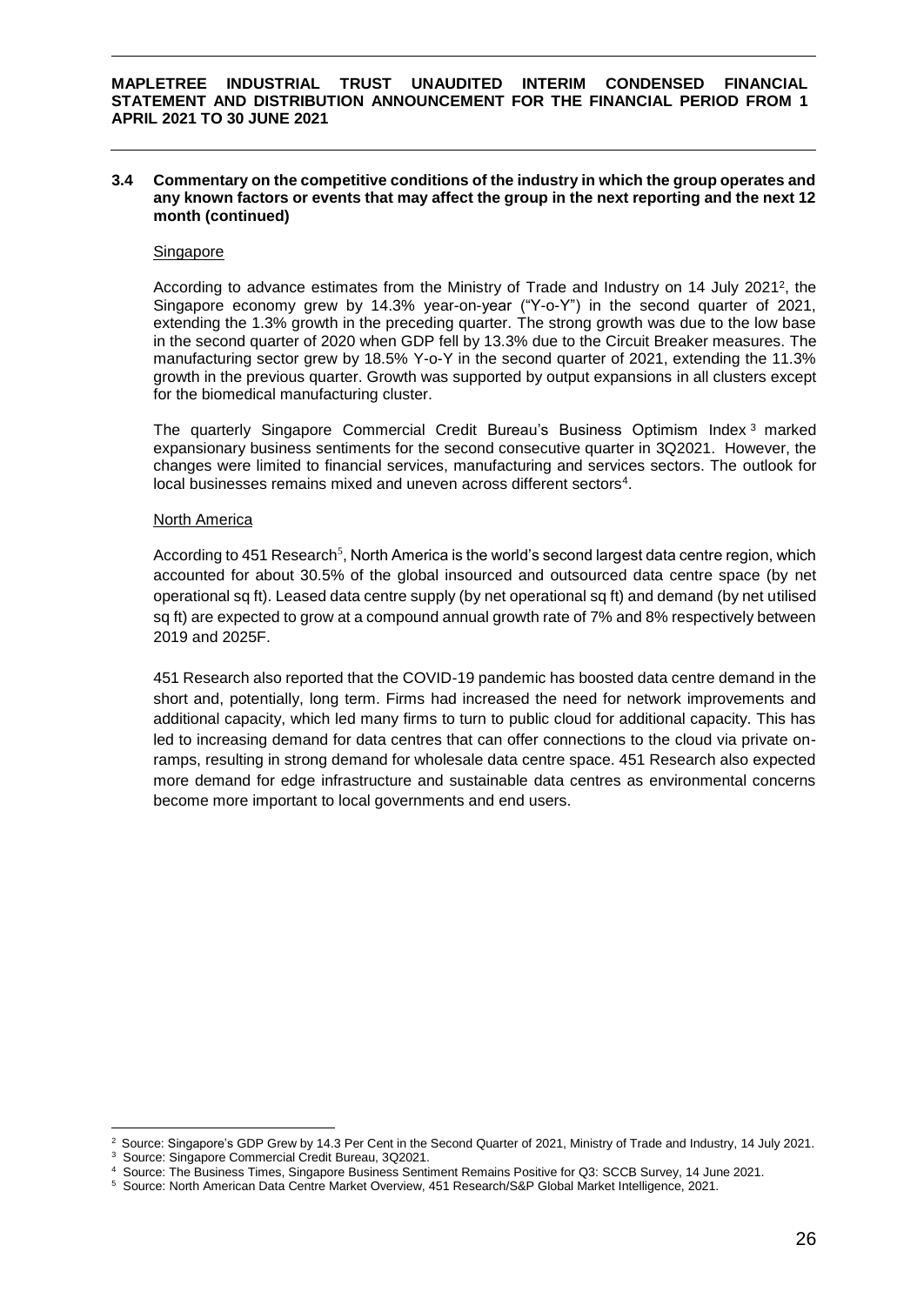### 3.4 Commentary on the competitive conditions of the industry in which the group operates and any known factors or events that may affect the group in the next reporting and the next 12 month (continued)

Singapore

According to advance estimates from the Ministry of Trade and Industry on 14 July 2021[2], the Singapore economy grew by 14.3% year-on-year ("Y-o-Y") in the second quarter of 2021, extending the 1.3% growth in the preceding quarter. The strong growth was due to the low base in the second quarter of 2020 when GDP fell by 13.3% due to the Circuit Breaker measures. The manufacturing sector grew by 18.5% Y-o-Y in the second quarter of 2021, extending the 11.3% growth in the previous quarter. Growth was supported by output expansions in all clusters except for the biomedical manufacturing cluster.

The quarterly Singapore Commercial Credit Bureau's Business Optimism Index[3] marked expansionary business sentiments for the second consecutive quarter in 3Q2021. However, the changes were limited to financial services, manufacturing and services sectors. The outlook for local businesses remains mixed and uneven across different sectors[4].

North America

According to 451 Research[5], North America is the world's second largest data centre region, which accounted for about 30.5% of the global insourced and outsourced data centre space (by net operational sq ft). Leased data centre supply (by net operational sq ft) and demand (by net utilised sq ft) are expected to grow at a compound annual growth rate of 7% and 8% respectively between 2019 and 2025F.

451 Research also reported that the COVID-19 pandemic has boosted data centre demand in the short and, potentially, long term. Firms had increased the need for network improvements and additional capacity, which led many firms to turn to public cloud for additional capacity. This has led to increasing demand for data centres that can offer connections to the cloud via private on-ramps, resulting in strong demand for wholesale data centre space. 451 Research also expected more demand for edge infrastructure and sustainable data centres as environmental concerns become more important to local governments and end users.

---

[2] Source: Singapore's GDP Grew by 14.3 Per Cent in the Second Quarter of 2021, Ministry of Trade and Industry, 14 July 2021.

[3] Source: Singapore Commercial Credit Bureau, 3Q2021.

[4] Source: The Business Times, Singapore Business Sentiment Remains Positive for Q3: SCCB Survey, 14 June 2021.

[5] Source: North American Data Centre Market Overview, 451 Research/S&P Global Market Intelligence, 2021.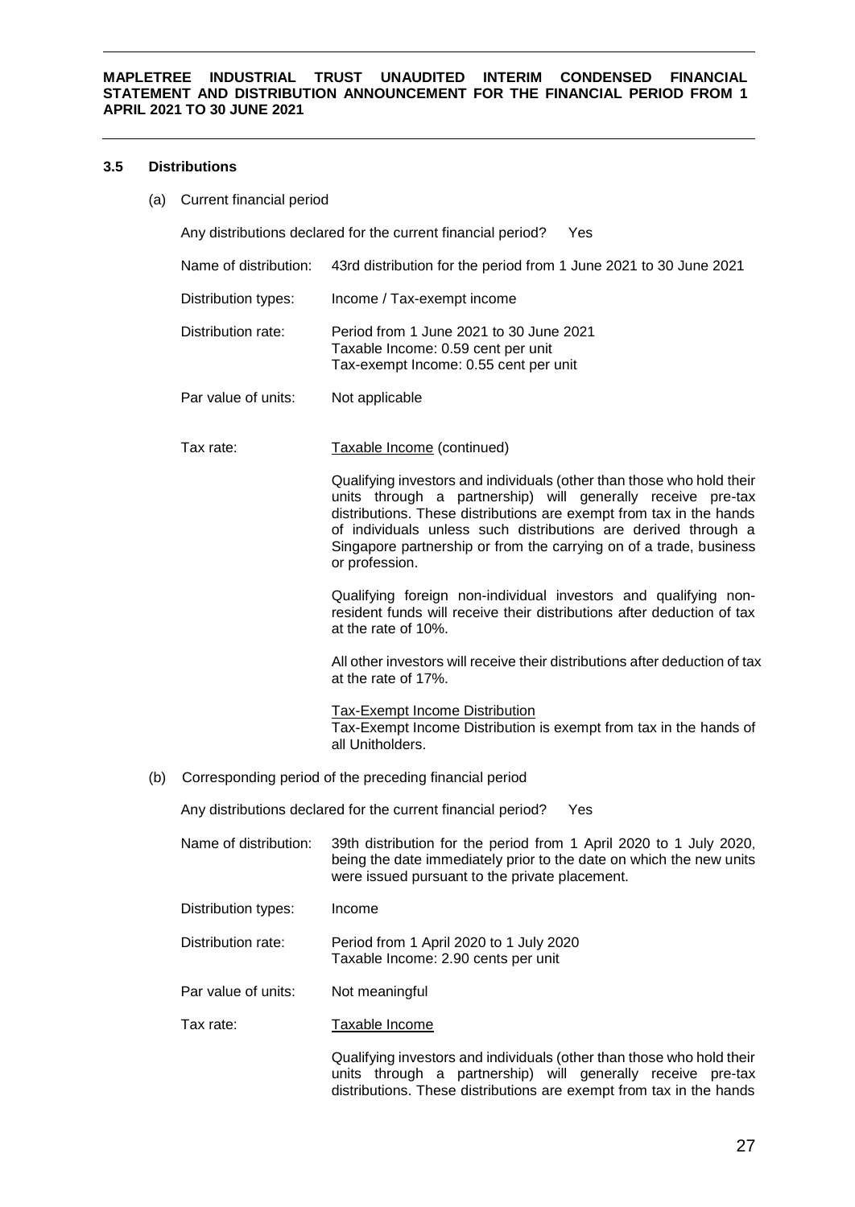### 3.5 Distributions

(a) Current financial period

Any distributions declared for the current financial period? Yes

| | |
|---|---|
| Name of distribution: | 43rd distribution for the period from 1 June 2021 to 30 June 2021 |
| Distribution types: | Income / Tax-exempt income |
| Distribution rate: | Period from 1 June 2021 to 30 June 2021<br>Taxable Income: 0.59 cent per unit<br>Tax-exempt Income: 0.55 cent per unit |
| Par value of units: | Not applicable |

Tax rate: Taxable Income (continued)

Qualifying investors and individuals (other than those who hold their units through a partnership) will generally receive pre-tax distributions. These distributions are exempt from tax in the hands of individuals unless such distributions are derived through a Singapore partnership or from the carrying on of a trade, business or profession.

Qualifying foreign non-individual investors and qualifying non-resident funds will receive their distributions after deduction of tax at the rate of 10%.

All other investors will receive their distributions after deduction of tax at the rate of 17%.

Tax-Exempt Income Distribution
Tax-Exempt Income Distribution is exempt from tax in the hands of all Unitholders.

(b) Corresponding period of the preceding financial period

Any distributions declared for the current financial period? Yes

| | |
|---|---|
| Name of distribution: | 39th distribution for the period from 1 April 2020 to 1 July 2020, being the date immediately prior to the date on which the new units were issued pursuant to the private placement. |
| Distribution types: | Income |
| Distribution rate: | Period from 1 April 2020 to 1 July 2020<br>Taxable Income: 2.90 cents per unit |
| Par value of units: | Not meaningful |

Tax rate: Taxable Income

Qualifying investors and individuals (other than those who hold their units through a partnership) will generally receive pre-tax distributions. These distributions are exempt from tax in the hands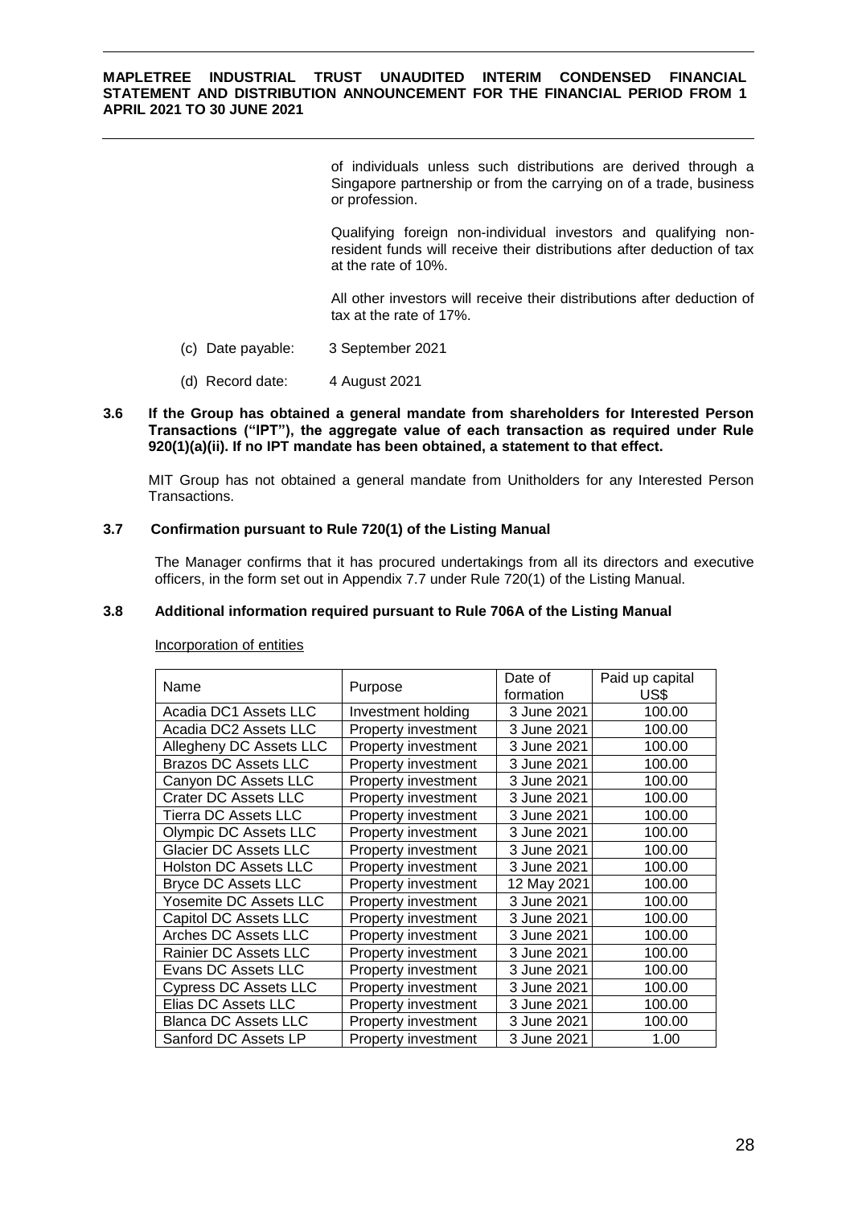of individuals unless such distributions are derived through a Singapore partnership or from the carrying on of a trade, business or profession.

Qualifying foreign non-individual investors and qualifying non-resident funds will receive their distributions after deduction of tax at the rate of 10%.

All other investors will receive their distributions after deduction of tax at the rate of 17%.

(c) Date payable: 3 September 2021

(d) Record date: 4 August 2021

**3.6 If the Group has obtained a general mandate from shareholders for Interested Person Transactions ("IPT"), the aggregate value of each transaction as required under Rule 920(1)(a)(ii). If no IPT mandate has been obtained, a statement to that effect.**

MIT Group has not obtained a general mandate from Unitholders for any Interested Person Transactions.

**3.7 Confirmation pursuant to Rule 720(1) of the Listing Manual**

The Manager confirms that it has procured undertakings from all its directors and executive officers, in the form set out in Appendix 7.7 under Rule 720(1) of the Listing Manual.

**3.8 Additional information required pursuant to Rule 706A of the Listing Manual**

Incorporation of entities

| Name | Purpose | Date of formation | Paid up capital US$ |
|---|---|---|---|
| Acadia DC1 Assets LLC | Investment holding | 3 June 2021 | 100.00 |
| Acadia DC2 Assets LLC | Property investment | 3 June 2021 | 100.00 |
| Allegheny DC Assets LLC | Property investment | 3 June 2021 | 100.00 |
| Brazos DC Assets LLC | Property investment | 3 June 2021 | 100.00 |
| Canyon DC Assets LLC | Property investment | 3 June 2021 | 100.00 |
| Crater DC Assets LLC | Property investment | 3 June 2021 | 100.00 |
| Tierra DC Assets LLC | Property investment | 3 June 2021 | 100.00 |
| Olympic DC Assets LLC | Property investment | 3 June 2021 | 100.00 |
| Glacier DC Assets LLC | Property investment | 3 June 2021 | 100.00 |
| Holston DC Assets LLC | Property investment | 3 June 2021 | 100.00 |
| Bryce DC Assets LLC | Property investment | 12 May 2021 | 100.00 |
| Yosemite DC Assets LLC | Property investment | 3 June 2021 | 100.00 |
| Capitol DC Assets LLC | Property investment | 3 June 2021 | 100.00 |
| Arches DC Assets LLC | Property investment | 3 June 2021 | 100.00 |
| Rainier DC Assets LLC | Property investment | 3 June 2021 | 100.00 |
| Evans DC Assets LLC | Property investment | 3 June 2021 | 100.00 |
| Cypress DC Assets LLC | Property investment | 3 June 2021 | 100.00 |
| Elias DC Assets LLC | Property investment | 3 June 2021 | 100.00 |
| Blanca DC Assets LLC | Property investment | 3 June 2021 | 100.00 |
| Sanford DC Assets LP | Property investment | 3 June 2021 | 1.00 |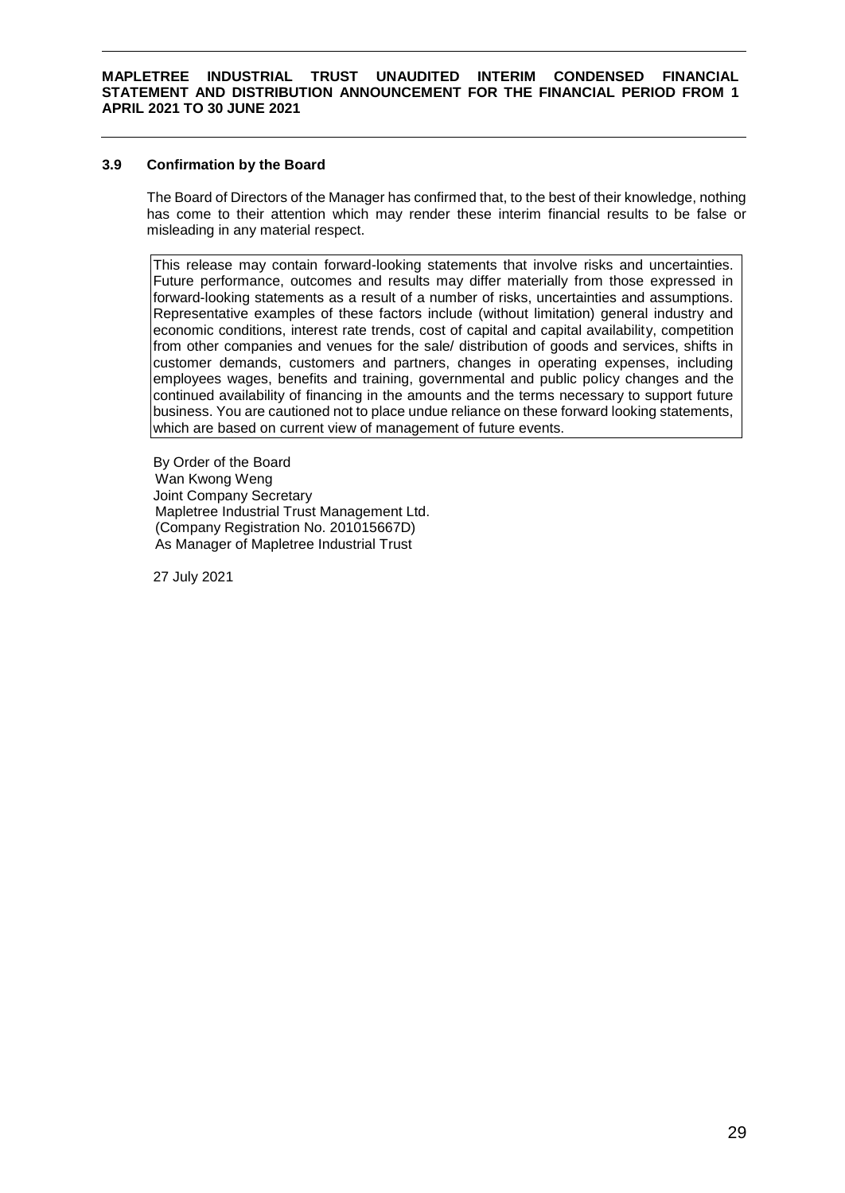### 3.9 Confirmation by the Board

The Board of Directors of the Manager has confirmed that, to the best of their knowledge, nothing has come to their attention which may render these interim financial results to be false or misleading in any material respect.

This release may contain forward-looking statements that involve risks and uncertainties. Future performance, outcomes and results may differ materially from those expressed in forward-looking statements as a result of a number of risks, uncertainties and assumptions. Representative examples of these factors include (without limitation) general industry and economic conditions, interest rate trends, cost of capital and capital availability, competition from other companies and venues for the sale/ distribution of goods and services, shifts in customer demands, customers and partners, changes in operating expenses, including employees wages, benefits and training, governmental and public policy changes and the continued availability of financing in the amounts and the terms necessary to support future business. You are cautioned not to place undue reliance on these forward looking statements, which are based on current view of management of future events.

By Order of the Board
Wan Kwong Weng
Joint Company Secretary
Mapletree Industrial Trust Management Ltd.
(Company Registration No. 201015667D)
As Manager of Mapletree Industrial Trust

27 July 2021